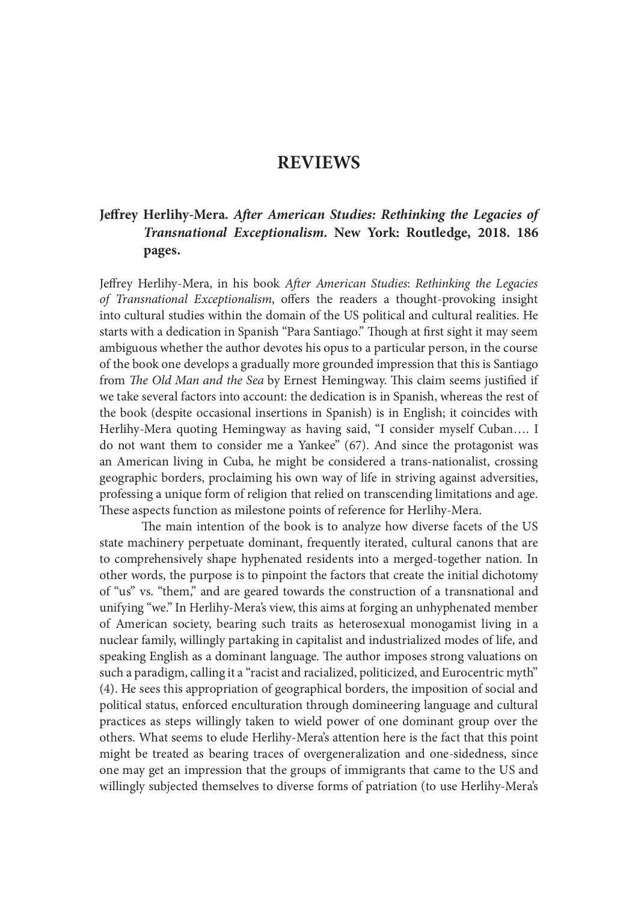# REVIEWS

## Jeffrey Herlihy-Mera. *After American Studies: Rethinking the Legacies of Transnational Exceptionalism*. New York: Routledge, 2018. 186 pages.

Jeffrey Herlihy-Mera, in his book *After American Studies*: *Rethinking the Legacies of Transnational Exceptionalism*, offers the readers a thought-provoking insight into cultural studies within the domain of the US political and cultural realities. He starts with a dedication in Spanish "Para Santiago." Though at first sight it may seem ambiguous whether the author devotes his opus to a particular person, in the course of the book one develops a gradually more grounded impression that this is Santiago from *The Old Man and the Sea* by Ernest Hemingway. This claim seems justified if we take several factors into account: the dedication is in Spanish, whereas the rest of the book (despite occasional insertions in Spanish) is in English; it coincides with Herlihy-Mera quoting Hemingway as having said, "I consider myself Cuban…. I do not want them to consider me a Yankee" (67). And since the protagonist was an American living in Cuba, he might be considered a trans-nationalist, crossing geographic borders, proclaiming his own way of life in striving against adversities, professing a unique form of religion that relied on transcending limitations and age. These aspects function as milestone points of reference for Herlihy-Mera.

The main intention of the book is to analyze how diverse facets of the US state machinery perpetuate dominant, frequently iterated, cultural canons that are to comprehensively shape hyphenated residents into a merged-together nation. In other words, the purpose is to pinpoint the factors that create the initial dichotomy of "us" vs. "them," and are geared towards the construction of a transnational and unifying "we." In Herlihy-Mera's view, this aims at forging an unhyphenated member of American society, bearing such traits as heterosexual monogamist living in a nuclear family, willingly partaking in capitalist and industrialized modes of life, and speaking English as a dominant language. The author imposes strong valuations on such a paradigm, calling it a "racist and racialized, politicized, and Eurocentric myth" (4). He sees this appropriation of geographical borders, the imposition of social and political status, enforced enculturation through domineering language and cultural practices as steps willingly taken to wield power of one dominant group over the others. What seems to elude Herlihy-Mera's attention here is the fact that this point might be treated as bearing traces of overgeneralization and one-sidedness, since one may get an impression that the groups of immigrants that came to the US and willingly subjected themselves to diverse forms of patriation (to use Herlihy-Mera's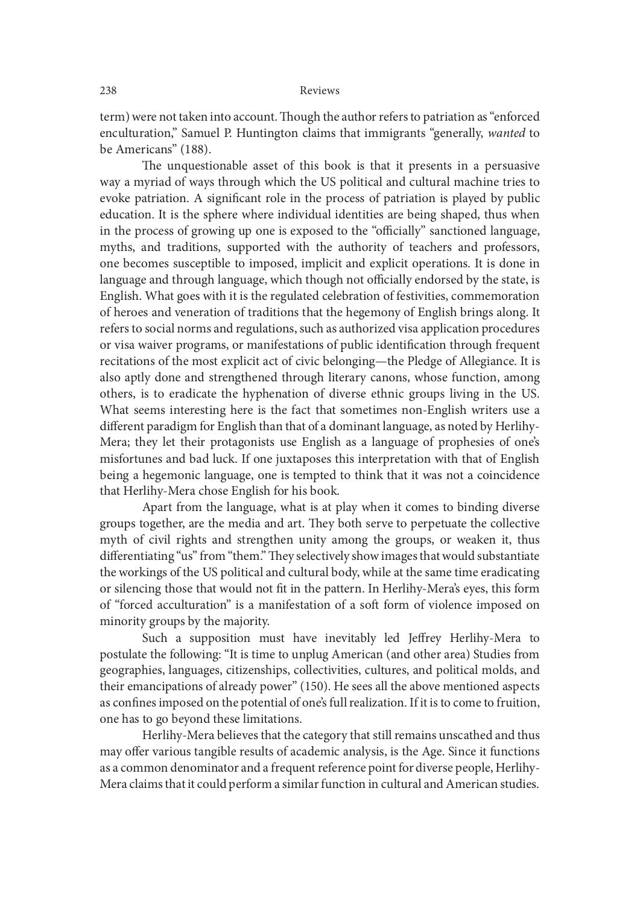term) were not taken into account. Though the author refers to patriation as "enforced enculturation," Samuel P. Huntington claims that immigrants "generally, *wanted* to be Americans" (188).

The unquestionable asset of this book is that it presents in a persuasive way a myriad of ways through which the US political and cultural machine tries to evoke patriation. A significant role in the process of patriation is played by public education. It is the sphere where individual identities are being shaped, thus when in the process of growing up one is exposed to the "officially" sanctioned language, myths, and traditions, supported with the authority of teachers and professors, one becomes susceptible to imposed, implicit and explicit operations. It is done in language and through language, which though not officially endorsed by the state, is English. What goes with it is the regulated celebration of festivities, commemoration of heroes and veneration of traditions that the hegemony of English brings along. It refers to social norms and regulations, such as authorized visa application procedures or visa waiver programs, or manifestations of public identification through frequent recitations of the most explicit act of civic belonging—the Pledge of Allegiance. It is also aptly done and strengthened through literary canons, whose function, among others, is to eradicate the hyphenation of diverse ethnic groups living in the US. What seems interesting here is the fact that sometimes non-English writers use a different paradigm for English than that of a dominant language, as noted by Herlihy-Mera; they let their protagonists use English as a language of prophesies of one's misfortunes and bad luck. If one juxtaposes this interpretation with that of English being a hegemonic language, one is tempted to think that it was not a coincidence that Herlihy-Mera chose English for his book.

Apart from the language, what is at play when it comes to binding diverse groups together, are the media and art. They both serve to perpetuate the collective myth of civil rights and strengthen unity among the groups, or weaken it, thus differentiating "us" from "them." They selectively show images that would substantiate the workings of the US political and cultural body, while at the same time eradicating or silencing those that would not fit in the pattern. In Herlihy-Mera's eyes, this form of "forced acculturation" is a manifestation of a soft form of violence imposed on minority groups by the majority.

Such a supposition must have inevitably led Jeffrey Herlihy-Mera to postulate the following: "It is time to unplug American (and other area) Studies from geographies, languages, citizenships, collectivities, cultures, and political molds, and their emancipations of already power" (150). He sees all the above mentioned aspects as confines imposed on the potential of one's full realization. If it is to come to fruition, one has to go beyond these limitations.

Herlihy-Mera believes that the category that still remains unscathed and thus may offer various tangible results of academic analysis, is the Age. Since it functions as a common denominator and a frequent reference point for diverse people, Herlihy-Mera claims that it could perform a similar function in cultural and American studies.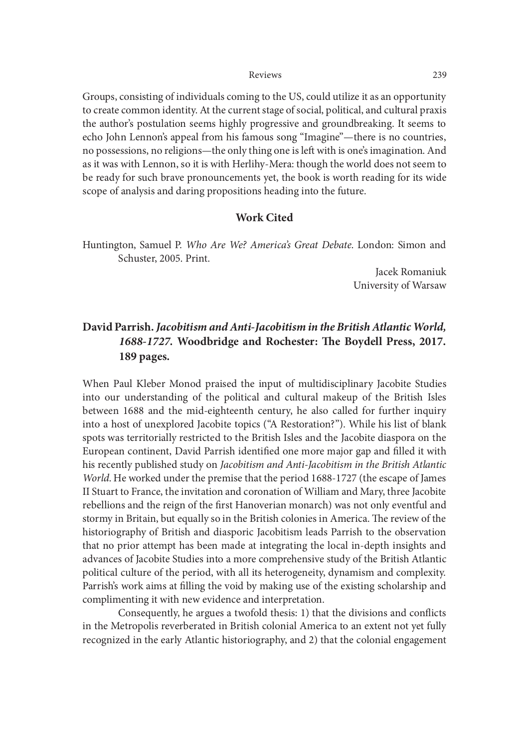Groups, consisting of individuals coming to the US, could utilize it as an opportunity to create common identity. At the current stage of social, political, and cultural praxis the author's postulation seems highly progressive and groundbreaking. It seems to echo John Lennon's appeal from his famous song "Imagine"—there is no countries, no possessions, no religions—the only thing one is left with is one's imagination. And as it was with Lennon, so it is with Herlihy-Mera: though the world does not seem to be ready for such brave pronouncements yet, the book is worth reading for its wide scope of analysis and daring propositions heading into the future.

### Work Cited

Huntington, Samuel P. *Who Are We? America's Great Debate*. London: Simon and Schuster, 2005. Print.

Jacek Romaniuk
University of Warsaw

## David Parrish. *Jacobitism and Anti-Jacobitism in the British Atlantic World, 1688-1727*. Woodbridge and Rochester: The Boydell Press, 2017. 189 pages.

When Paul Kleber Monod praised the input of multidisciplinary Jacobite Studies into our understanding of the political and cultural makeup of the British Isles between 1688 and the mid-eighteenth century, he also called for further inquiry into a host of unexplored Jacobite topics ("A Restoration?"). While his list of blank spots was territorially restricted to the British Isles and the Jacobite diaspora on the European continent, David Parrish identified one more major gap and filled it with his recently published study on *Jacobitism and Anti-Jacobitism in the British Atlantic World*. He worked under the premise that the period 1688-1727 (the escape of James II Stuart to France, the invitation and coronation of William and Mary, three Jacobite rebellions and the reign of the first Hanoverian monarch) was not only eventful and stormy in Britain, but equally so in the British colonies in America. The review of the historiography of British and diasporic Jacobitism leads Parrish to the observation that no prior attempt has been made at integrating the local in-depth insights and advances of Jacobite Studies into a more comprehensive study of the British Atlantic political culture of the period, with all its heterogeneity, dynamism and complexity. Parrish's work aims at filling the void by making use of the existing scholarship and complimenting it with new evidence and interpretation.

Consequently, he argues a twofold thesis: 1) that the divisions and conflicts in the Metropolis reverberated in British colonial America to an extent not yet fully recognized in the early Atlantic historiography, and 2) that the colonial engagement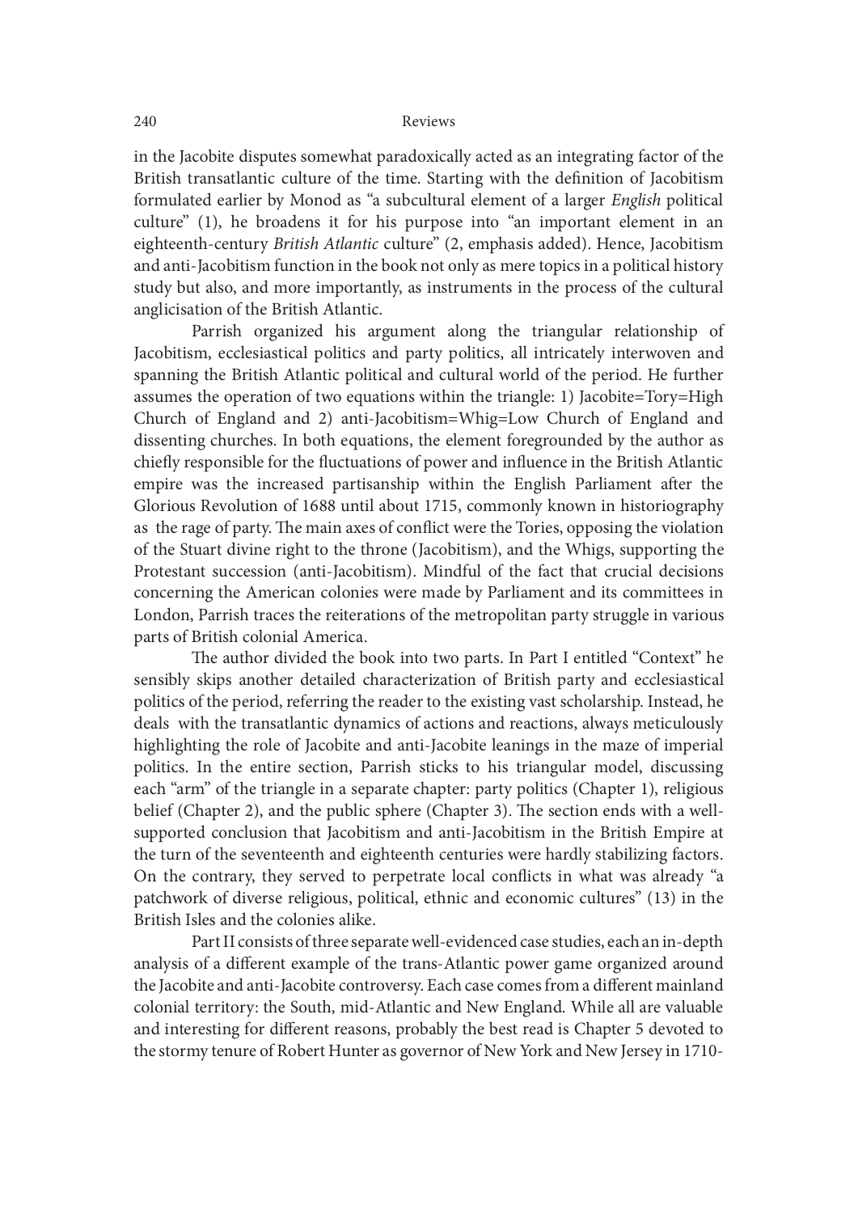in the Jacobite disputes somewhat paradoxically acted as an integrating factor of the British transatlantic culture of the time. Starting with the definition of Jacobitism formulated earlier by Monod as "a subcultural element of a larger *English* political culture" (1), he broadens it for his purpose into "an important element in an eighteenth-century *British Atlantic* culture" (2, emphasis added). Hence, Jacobitism and anti-Jacobitism function in the book not only as mere topics in a political history study but also, and more importantly, as instruments in the process of the cultural anglicisation of the British Atlantic.

Parrish organized his argument along the triangular relationship of Jacobitism, ecclesiastical politics and party politics, all intricately interwoven and spanning the British Atlantic political and cultural world of the period. He further assumes the operation of two equations within the triangle: 1) Jacobite=Tory=High Church of England and 2) anti-Jacobitism=Whig=Low Church of England and dissenting churches. In both equations, the element foregrounded by the author as chiefly responsible for the fluctuations of power and influence in the British Atlantic empire was the increased partisanship within the English Parliament after the Glorious Revolution of 1688 until about 1715, commonly known in historiography as the rage of party. The main axes of conflict were the Tories, opposing the violation of the Stuart divine right to the throne (Jacobitism), and the Whigs, supporting the Protestant succession (anti-Jacobitism). Mindful of the fact that crucial decisions concerning the American colonies were made by Parliament and its committees in London, Parrish traces the reiterations of the metropolitan party struggle in various parts of British colonial America.

The author divided the book into two parts. In Part I entitled "Context" he sensibly skips another detailed characterization of British party and ecclesiastical politics of the period, referring the reader to the existing vast scholarship. Instead, he deals with the transatlantic dynamics of actions and reactions, always meticulously highlighting the role of Jacobite and anti-Jacobite leanings in the maze of imperial politics. In the entire section, Parrish sticks to his triangular model, discussing each "arm" of the triangle in a separate chapter: party politics (Chapter 1), religious belief (Chapter 2), and the public sphere (Chapter 3). The section ends with a well-supported conclusion that Jacobitism and anti-Jacobitism in the British Empire at the turn of the seventeenth and eighteenth centuries were hardly stabilizing factors. On the contrary, they served to perpetrate local conflicts in what was already "a patchwork of diverse religious, political, ethnic and economic cultures" (13) in the British Isles and the colonies alike.

Part II consists of three separate well-evidenced case studies, each an in-depth analysis of a different example of the trans-Atlantic power game organized around the Jacobite and anti-Jacobite controversy. Each case comes from a different mainland colonial territory: the South, mid-Atlantic and New England. While all are valuable and interesting for different reasons, probably the best read is Chapter 5 devoted to the stormy tenure of Robert Hunter as governor of New York and New Jersey in 1710-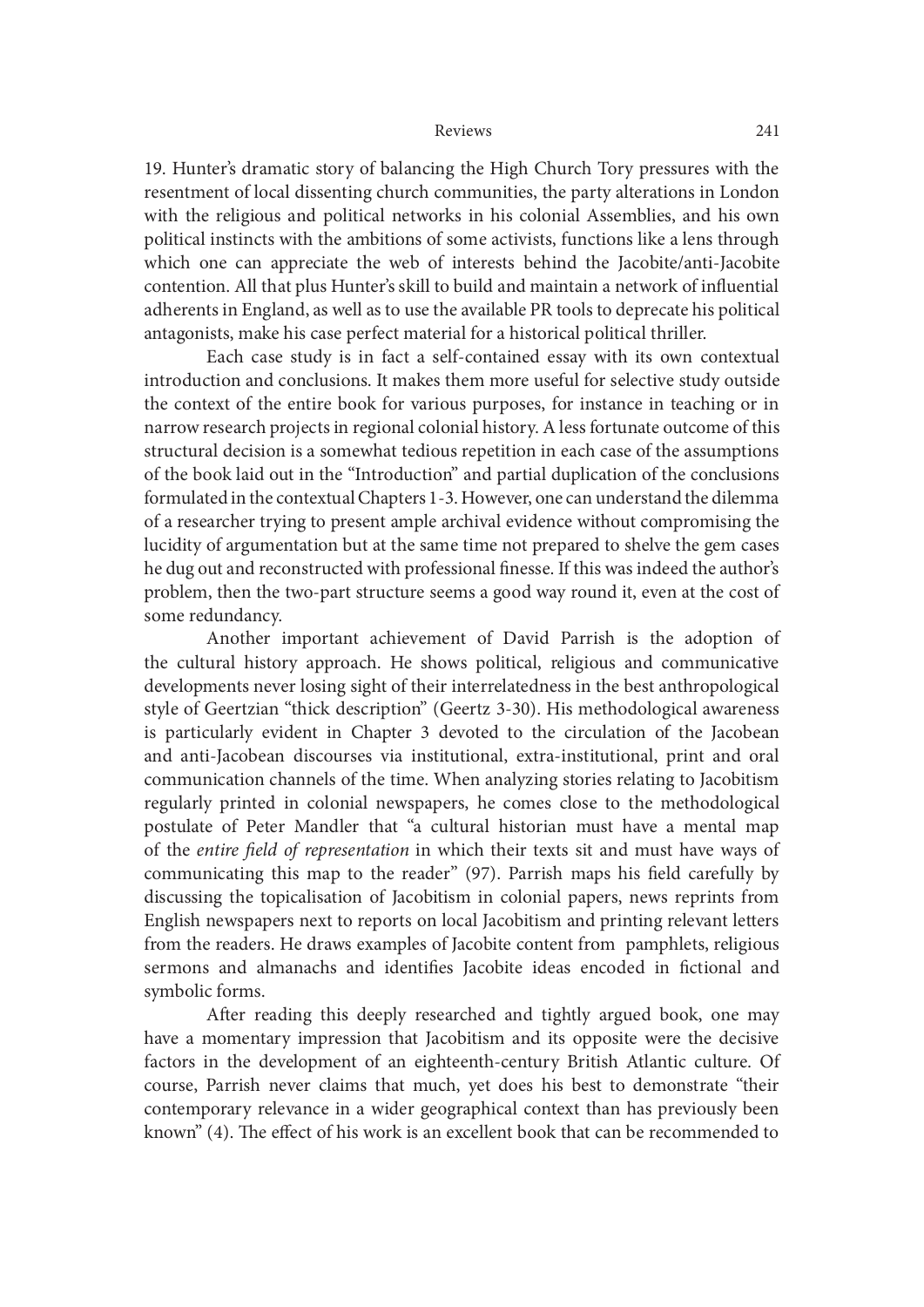19. Hunter's dramatic story of balancing the High Church Tory pressures with the resentment of local dissenting church communities, the party alterations in London with the religious and political networks in his colonial Assemblies, and his own political instincts with the ambitions of some activists, functions like a lens through which one can appreciate the web of interests behind the Jacobite/anti-Jacobite contention. All that plus Hunter's skill to build and maintain a network of influential adherents in England, as well as to use the available PR tools to deprecate his political antagonists, make his case perfect material for a historical political thriller.

Each case study is in fact a self-contained essay with its own contextual introduction and conclusions. It makes them more useful for selective study outside the context of the entire book for various purposes, for instance in teaching or in narrow research projects in regional colonial history. A less fortunate outcome of this structural decision is a somewhat tedious repetition in each case of the assumptions of the book laid out in the "Introduction" and partial duplication of the conclusions formulated in the contextual Chapters 1-3. However, one can understand the dilemma of a researcher trying to present ample archival evidence without compromising the lucidity of argumentation but at the same time not prepared to shelve the gem cases he dug out and reconstructed with professional finesse. If this was indeed the author's problem, then the two-part structure seems a good way round it, even at the cost of some redundancy.

Another important achievement of David Parrish is the adoption of the cultural history approach. He shows political, religious and communicative developments never losing sight of their interrelatedness in the best anthropological style of Geertzian "thick description" (Geertz 3-30). His methodological awareness is particularly evident in Chapter 3 devoted to the circulation of the Jacobean and anti-Jacobean discourses via institutional, extra-institutional, print and oral communication channels of the time. When analyzing stories relating to Jacobitism regularly printed in colonial newspapers, he comes close to the methodological postulate of Peter Mandler that "a cultural historian must have a mental map of the *entire field of representation* in which their texts sit and must have ways of communicating this map to the reader" (97). Parrish maps his field carefully by discussing the topicalisation of Jacobitism in colonial papers, news reprints from English newspapers next to reports on local Jacobitism and printing relevant letters from the readers. He draws examples of Jacobite content from pamphlets, religious sermons and almanachs and identifies Jacobite ideas encoded in fictional and symbolic forms.

After reading this deeply researched and tightly argued book, one may have a momentary impression that Jacobitism and its opposite were the decisive factors in the development of an eighteenth-century British Atlantic culture. Of course, Parrish never claims that much, yet does his best to demonstrate "their contemporary relevance in a wider geographical context than has previously been known" (4). The effect of his work is an excellent book that can be recommended to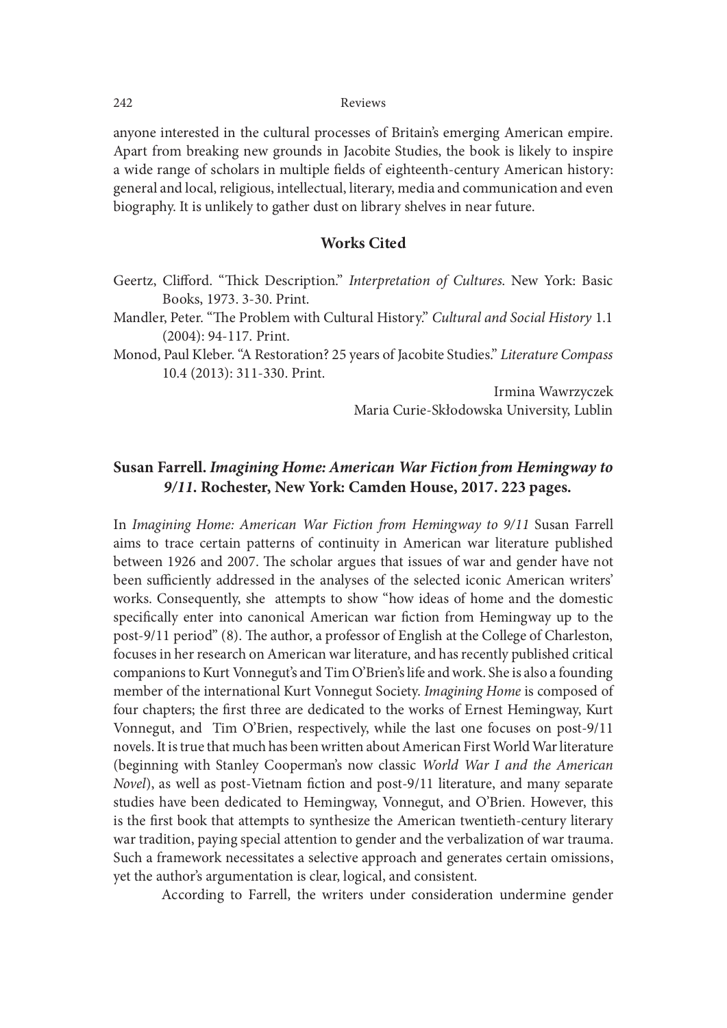anyone interested in the cultural processes of Britain's emerging American empire. Apart from breaking new grounds in Jacobite Studies, the book is likely to inspire a wide range of scholars in multiple fields of eighteenth-century American history: general and local, religious, intellectual, literary, media and communication and even biography. It is unlikely to gather dust on library shelves in near future.

### Works Cited

Geertz, Clifford. "Thick Description." *Interpretation of Cultures*. New York: Basic Books, 1973. 3-30. Print.

Mandler, Peter. "The Problem with Cultural History." *Cultural and Social History* 1.1 (2004): 94-117. Print.

Monod, Paul Kleber. "A Restoration? 25 years of Jacobite Studies." *Literature Compass* 10.4 (2013): 311-330. Print.

Irmina Wawrzyczek
Maria Curie-Skłodowska University, Lublin

## Susan Farrell. *Imagining Home: American War Fiction from Hemingway to 9/11*. Rochester, New York: Camden House, 2017. 223 pages.

In *Imagining Home: American War Fiction from Hemingway to 9/11* Susan Farrell aims to trace certain patterns of continuity in American war literature published between 1926 and 2007. The scholar argues that issues of war and gender have not been sufficiently addressed in the analyses of the selected iconic American writers' works. Consequently, she attempts to show "how ideas of home and the domestic specifically enter into canonical American war fiction from Hemingway up to the post-9/11 period" (8). The author, a professor of English at the College of Charleston, focuses in her research on American war literature, and has recently published critical companions to Kurt Vonnegut's and Tim O'Brien's life and work. She is also a founding member of the international Kurt Vonnegut Society. *Imagining Home* is composed of four chapters; the first three are dedicated to the works of Ernest Hemingway, Kurt Vonnegut, and Tim O'Brien, respectively, while the last one focuses on post-9/11 novels. It is true that much has been written about American First World War literature (beginning with Stanley Cooperman's now classic *World War I and the American Novel*), as well as post-Vietnam fiction and post-9/11 literature, and many separate studies have been dedicated to Hemingway, Vonnegut, and O'Brien. However, this is the first book that attempts to synthesize the American twentieth-century literary war tradition, paying special attention to gender and the verbalization of war trauma. Such a framework necessitates a selective approach and generates certain omissions, yet the author's argumentation is clear, logical, and consistent.

According to Farrell, the writers under consideration undermine gender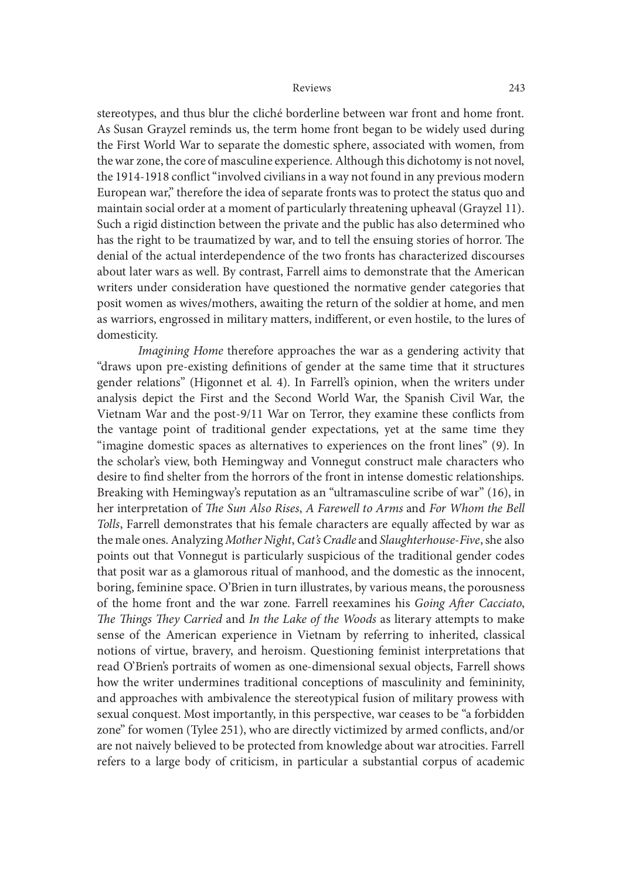stereotypes, and thus blur the cliché borderline between war front and home front. As Susan Grayzel reminds us, the term home front began to be widely used during the First World War to separate the domestic sphere, associated with women, from the war zone, the core of masculine experience. Although this dichotomy is not novel, the 1914-1918 conflict "involved civilians in a way not found in any previous modern European war," therefore the idea of separate fronts was to protect the status quo and maintain social order at a moment of particularly threatening upheaval (Grayzel 11). Such a rigid distinction between the private and the public has also determined who has the right to be traumatized by war, and to tell the ensuing stories of horror. The denial of the actual interdependence of the two fronts has characterized discourses about later wars as well. By contrast, Farrell aims to demonstrate that the American writers under consideration have questioned the normative gender categories that posit women as wives/mothers, awaiting the return of the soldier at home, and men as warriors, engrossed in military matters, indifferent, or even hostile, to the lures of domesticity.

*Imagining Home* therefore approaches the war as a gendering activity that "draws upon pre-existing definitions of gender at the same time that it structures gender relations" (Higonnet et al. 4). In Farrell's opinion, when the writers under analysis depict the First and the Second World War, the Spanish Civil War, the Vietnam War and the post-9/11 War on Terror, they examine these conflicts from the vantage point of traditional gender expectations, yet at the same time they "imagine domestic spaces as alternatives to experiences on the front lines" (9). In the scholar's view, both Hemingway and Vonnegut construct male characters who desire to find shelter from the horrors of the front in intense domestic relationships. Breaking with Hemingway's reputation as an "ultramasculine scribe of war" (16), in her interpretation of *The Sun Also Rises*, *A Farewell to Arms* and *For Whom the Bell Tolls*, Farrell demonstrates that his female characters are equally affected by war as the male ones. Analyzing *Mother Night*, *Cat's Cradle* and *Slaughterhouse-Five*, she also points out that Vonnegut is particularly suspicious of the traditional gender codes that posit war as a glamorous ritual of manhood, and the domestic as the innocent, boring, feminine space. O'Brien in turn illustrates, by various means, the porousness of the home front and the war zone. Farrell reexamines his *Going After Cacciato*, *The Things They Carried* and *In the Lake of the Woods* as literary attempts to make sense of the American experience in Vietnam by referring to inherited, classical notions of virtue, bravery, and heroism. Questioning feminist interpretations that read O'Brien's portraits of women as one-dimensional sexual objects, Farrell shows how the writer undermines traditional conceptions of masculinity and femininity, and approaches with ambivalence the stereotypical fusion of military prowess with sexual conquest. Most importantly, in this perspective, war ceases to be "a forbidden zone" for women (Tylee 251), who are directly victimized by armed conflicts, and/or are not naively believed to be protected from knowledge about war atrocities. Farrell refers to a large body of criticism, in particular a substantial corpus of academic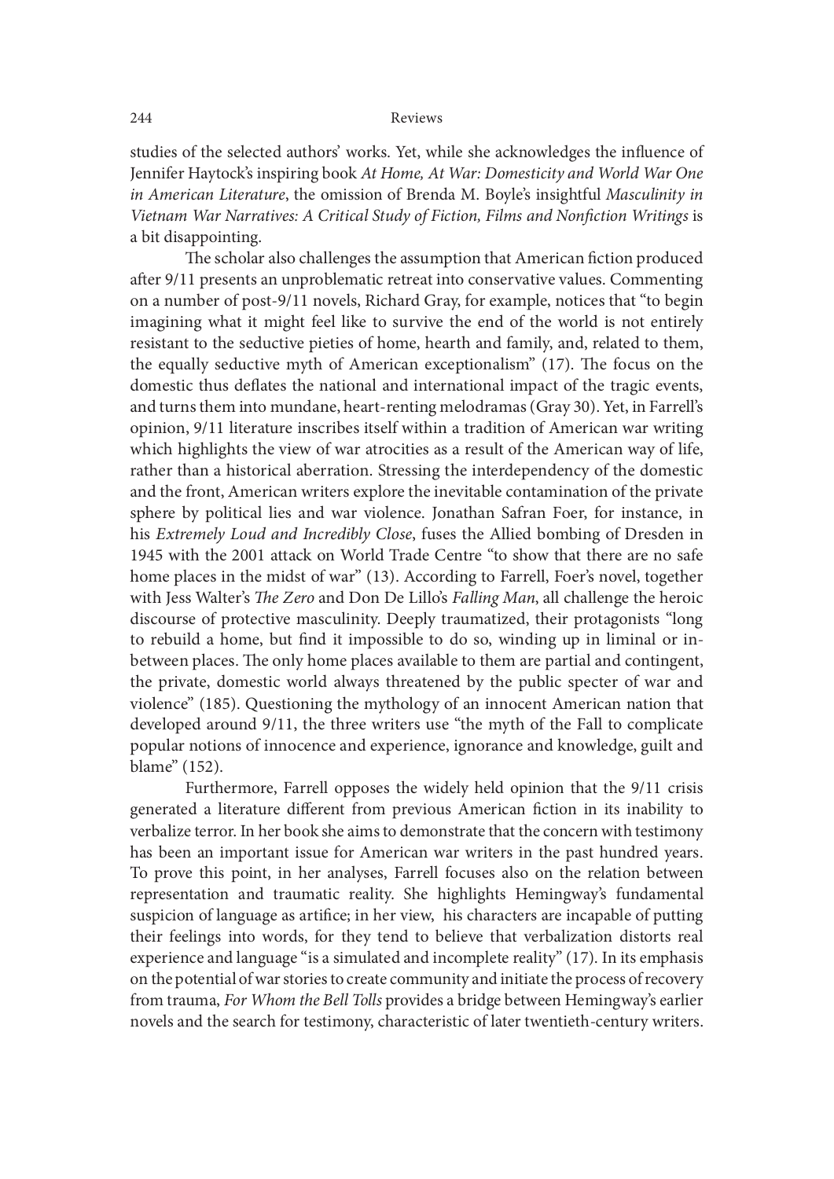studies of the selected authors' works. Yet, while she acknowledges the influence of Jennifer Haytock's inspiring book *At Home, At War: Domesticity and World War One in American Literature*, the omission of Brenda M. Boyle's insightful *Masculinity in Vietnam War Narratives: A Critical Study of Fiction, Films and Nonfiction Writings* is a bit disappointing.

The scholar also challenges the assumption that American fiction produced after 9/11 presents an unproblematic retreat into conservative values. Commenting on a number of post-9/11 novels, Richard Gray, for example, notices that "to begin imagining what it might feel like to survive the end of the world is not entirely resistant to the seductive pieties of home, hearth and family, and, related to them, the equally seductive myth of American exceptionalism" (17). The focus on the domestic thus deflates the national and international impact of the tragic events, and turns them into mundane, heart-renting melodramas (Gray 30). Yet, in Farrell's opinion, 9/11 literature inscribes itself within a tradition of American war writing which highlights the view of war atrocities as a result of the American way of life, rather than a historical aberration. Stressing the interdependency of the domestic and the front, American writers explore the inevitable contamination of the private sphere by political lies and war violence. Jonathan Safran Foer, for instance, in his *Extremely Loud and Incredibly Close*, fuses the Allied bombing of Dresden in 1945 with the 2001 attack on World Trade Centre "to show that there are no safe home places in the midst of war" (13). According to Farrell, Foer's novel, together with Jess Walter's *The Zero* and Don De Lillo's *Falling Man*, all challenge the heroic discourse of protective masculinity. Deeply traumatized, their protagonists "long to rebuild a home, but find it impossible to do so, winding up in liminal or in-between places. The only home places available to them are partial and contingent, the private, domestic world always threatened by the public specter of war and violence" (185). Questioning the mythology of an innocent American nation that developed around 9/11, the three writers use "the myth of the Fall to complicate popular notions of innocence and experience, ignorance and knowledge, guilt and blame" (152).

Furthermore, Farrell opposes the widely held opinion that the 9/11 crisis generated a literature different from previous American fiction in its inability to verbalize terror. In her book she aims to demonstrate that the concern with testimony has been an important issue for American war writers in the past hundred years. To prove this point, in her analyses, Farrell focuses also on the relation between representation and traumatic reality. She highlights Hemingway's fundamental suspicion of language as artifice; in her view, his characters are incapable of putting their feelings into words, for they tend to believe that verbalization distorts real experience and language "is a simulated and incomplete reality" (17). In its emphasis on the potential of war stories to create community and initiate the process of recovery from trauma, *For Whom the Bell Tolls* provides a bridge between Hemingway's earlier novels and the search for testimony, characteristic of later twentieth-century writers.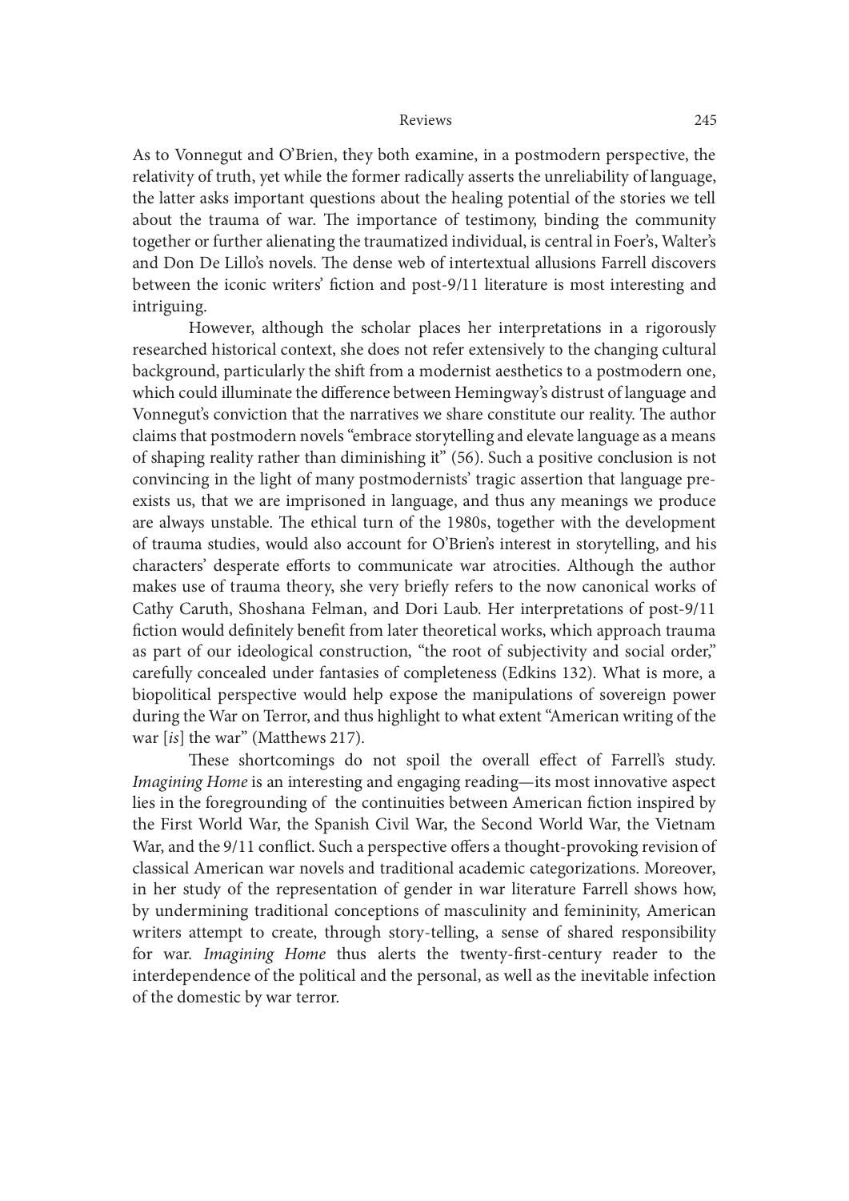As to Vonnegut and O'Brien, they both examine, in a postmodern perspective, the relativity of truth, yet while the former radically asserts the unreliability of language, the latter asks important questions about the healing potential of the stories we tell about the trauma of war. The importance of testimony, binding the community together or further alienating the traumatized individual, is central in Foer's, Walter's and Don De Lillo's novels. The dense web of intertextual allusions Farrell discovers between the iconic writers' fiction and post-9/11 literature is most interesting and intriguing.

However, although the scholar places her interpretations in a rigorously researched historical context, she does not refer extensively to the changing cultural background, particularly the shift from a modernist aesthetics to a postmodern one, which could illuminate the difference between Hemingway's distrust of language and Vonnegut's conviction that the narratives we share constitute our reality. The author claims that postmodern novels "embrace storytelling and elevate language as a means of shaping reality rather than diminishing it" (56). Such a positive conclusion is not convincing in the light of many postmodernists' tragic assertion that language pre-exists us, that we are imprisoned in language, and thus any meanings we produce are always unstable. The ethical turn of the 1980s, together with the development of trauma studies, would also account for O'Brien's interest in storytelling, and his characters' desperate efforts to communicate war atrocities. Although the author makes use of trauma theory, she very briefly refers to the now canonical works of Cathy Caruth, Shoshana Felman, and Dori Laub. Her interpretations of post-9/11 fiction would definitely benefit from later theoretical works, which approach trauma as part of our ideological construction, "the root of subjectivity and social order," carefully concealed under fantasies of completeness (Edkins 132). What is more, a biopolitical perspective would help expose the manipulations of sovereign power during the War on Terror, and thus highlight to what extent "American writing of the war [*is*] the war" (Matthews 217).

These shortcomings do not spoil the overall effect of Farrell's study. *Imagining Home* is an interesting and engaging reading—its most innovative aspect lies in the foregrounding of the continuities between American fiction inspired by the First World War, the Spanish Civil War, the Second World War, the Vietnam War, and the 9/11 conflict. Such a perspective offers a thought-provoking revision of classical American war novels and traditional academic categorizations. Moreover, in her study of the representation of gender in war literature Farrell shows how, by undermining traditional conceptions of masculinity and femininity, American writers attempt to create, through story-telling, a sense of shared responsibility for war. *Imagining Home* thus alerts the twenty-first-century reader to the interdependence of the political and the personal, as well as the inevitable infection of the domestic by war terror.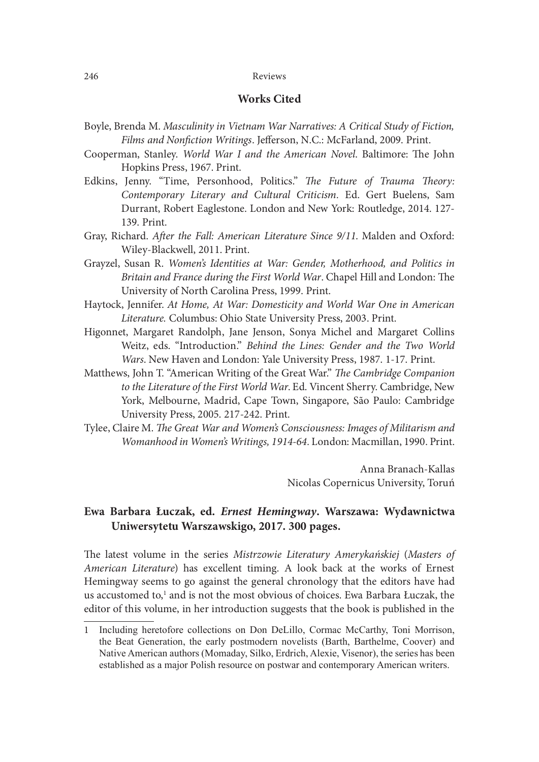## Works Cited

Boyle, Brenda M. *Masculinity in Vietnam War Narratives: A Critical Study of Fiction, Films and Nonfiction Writings*. Jefferson, N.C.: McFarland, 2009. Print.

Cooperman, Stanley. *World War I and the American Novel*. Baltimore: The John Hopkins Press, 1967. Print.

Edkins, Jenny. "Time, Personhood, Politics." *The Future of Trauma Theory: Contemporary Literary and Cultural Criticism*. Ed. Gert Buelens, Sam Durrant, Robert Eaglestone. London and New York: Routledge, 2014. 127-139. Print.

Gray, Richard. *After the Fall: American Literature Since 9/11*. Malden and Oxford: Wiley-Blackwell, 2011. Print.

Grayzel, Susan R. *Women's Identities at War: Gender, Motherhood, and Politics in Britain and France during the First World War*. Chapel Hill and London: The University of North Carolina Press, 1999. Print.

Haytock, Jennifer. *At Home, At War: Domesticity and World War One in American Literature.* Columbus: Ohio State University Press, 2003. Print.

Higonnet, Margaret Randolph, Jane Jenson, Sonya Michel and Margaret Collins Weitz, eds. "Introduction." *Behind the Lines: Gender and the Two World Wars*. New Haven and London: Yale University Press, 1987. 1-17. Print.

Matthews, John T. "American Writing of the Great War." *The Cambridge Companion to the Literature of the First World War*. Ed. Vincent Sherry. Cambridge, New York, Melbourne, Madrid, Cape Town, Singapore, São Paulo: Cambridge University Press, 2005. 217-242. Print.

Tylee, Claire M. *The Great War and Women's Consciousness: Images of Militarism and Womanhood in Women's Writings, 1914-64*. London: Macmillan, 1990. Print.

Anna Branach-Kallas
Nicolas Copernicus University, Toruń

## Ewa Barbara Łuczak, ed. *Ernest Hemingway*. Warszawa: Wydawnictwa Uniwersytetu Warszawskigo, 2017. 300 pages.

The latest volume in the series *Mistrzowie Literatury Amerykańskiej* (*Masters of American Literature*) has excellent timing. A look back at the works of Ernest Hemingway seems to go against the general chronology that the editors have had us accustomed to,[1] and is not the most obvious of choices. Ewa Barbara Łuczak, the editor of this volume, in her introduction suggests that the book is published in the

---

1 Including heretofore collections on Don DeLillo, Cormac McCarthy, Toni Morrison, the Beat Generation, the early postmodern novelists (Barth, Barthelme, Coover) and Native American authors (Momaday, Silko, Erdrich, Alexie, Visenor), the series has been established as a major Polish resource on postwar and contemporary American writers.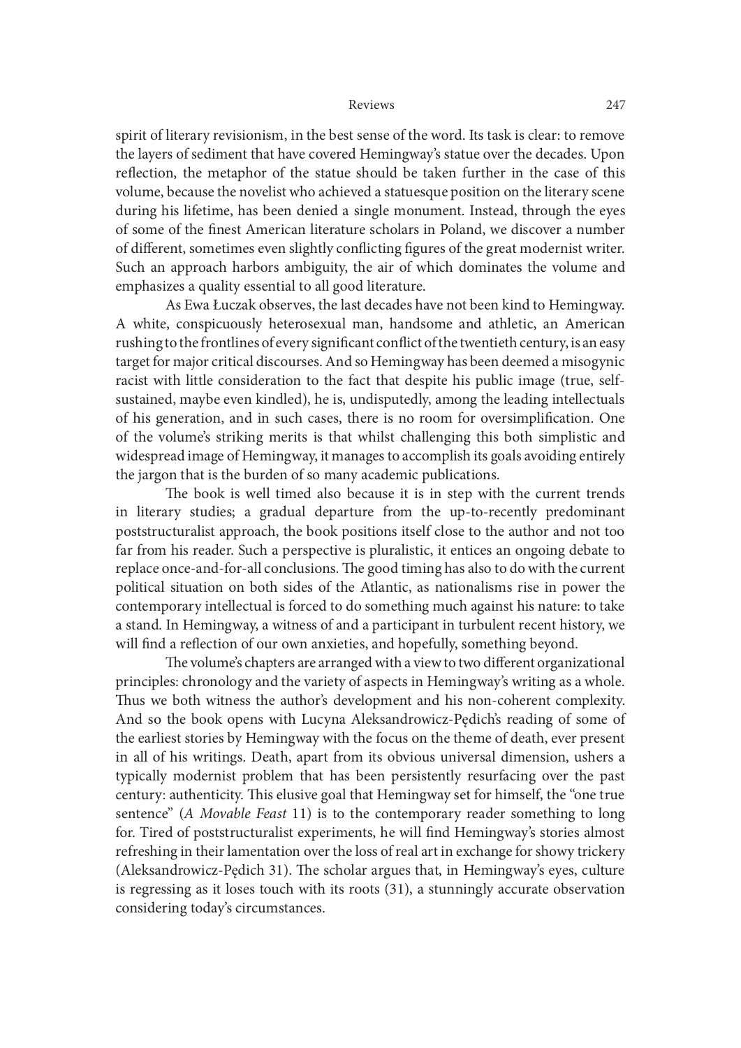spirit of literary revisionism, in the best sense of the word. Its task is clear: to remove the layers of sediment that have covered Hemingway's statue over the decades. Upon reflection, the metaphor of the statue should be taken further in the case of this volume, because the novelist who achieved a statuesque position on the literary scene during his lifetime, has been denied a single monument. Instead, through the eyes of some of the finest American literature scholars in Poland, we discover a number of different, sometimes even slightly conflicting figures of the great modernist writer. Such an approach harbors ambiguity, the air of which dominates the volume and emphasizes a quality essential to all good literature.

As Ewa Łuczak observes, the last decades have not been kind to Hemingway. A white, conspicuously heterosexual man, handsome and athletic, an American rushing to the frontlines of every significant conflict of the twentieth century, is an easy target for major critical discourses. And so Hemingway has been deemed a misogynic racist with little consideration to the fact that despite his public image (true, self-sustained, maybe even kindled), he is, undisputedly, among the leading intellectuals of his generation, and in such cases, there is no room for oversimplification. One of the volume's striking merits is that whilst challenging this both simplistic and widespread image of Hemingway, it manages to accomplish its goals avoiding entirely the jargon that is the burden of so many academic publications.

The book is well timed also because it is in step with the current trends in literary studies; a gradual departure from the up-to-recently predominant poststructuralist approach, the book positions itself close to the author and not too far from his reader. Such a perspective is pluralistic, it entices an ongoing debate to replace once-and-for-all conclusions. The good timing has also to do with the current political situation on both sides of the Atlantic, as nationalisms rise in power the contemporary intellectual is forced to do something much against his nature: to take a stand. In Hemingway, a witness of and a participant in turbulent recent history, we will find a reflection of our own anxieties, and hopefully, something beyond.

The volume's chapters are arranged with a view to two different organizational principles: chronology and the variety of aspects in Hemingway's writing as a whole. Thus we both witness the author's development and his non-coherent complexity. And so the book opens with Lucyna Aleksandrowicz-Pędich's reading of some of the earliest stories by Hemingway with the focus on the theme of death, ever present in all of his writings. Death, apart from its obvious universal dimension, ushers a typically modernist problem that has been persistently resurfacing over the past century: authenticity. This elusive goal that Hemingway set for himself, the "one true sentence" (*A Movable Feast* 11) is to the contemporary reader something to long for. Tired of poststructuralist experiments, he will find Hemingway's stories almost refreshing in their lamentation over the loss of real art in exchange for showy trickery (Aleksandrowicz-Pędich 31). The scholar argues that, in Hemingway's eyes, culture is regressing as it loses touch with its roots (31), a stunningly accurate observation considering today's circumstances.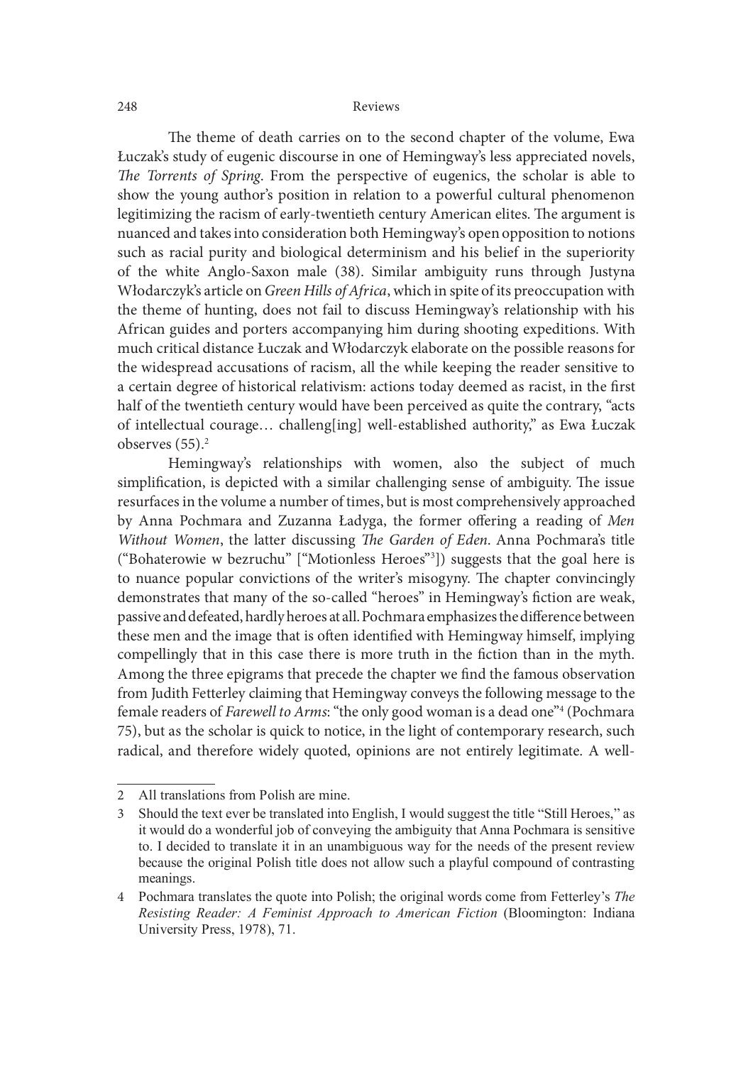The theme of death carries on to the second chapter of the volume, Ewa Łuczak's study of eugenic discourse in one of Hemingway's less appreciated novels, *The Torrents of Spring*. From the perspective of eugenics, the scholar is able to show the young author's position in relation to a powerful cultural phenomenon legitimizing the racism of early-twentieth century American elites. The argument is nuanced and takes into consideration both Hemingway's open opposition to notions such as racial purity and biological determinism and his belief in the superiority of the white Anglo-Saxon male (38). Similar ambiguity runs through Justyna Włodarczyk's article on *Green Hills of Africa*, which in spite of its preoccupation with the theme of hunting, does not fail to discuss Hemingway's relationship with his African guides and porters accompanying him during shooting expeditions. With much critical distance Łuczak and Włodarczyk elaborate on the possible reasons for the widespread accusations of racism, all the while keeping the reader sensitive to a certain degree of historical relativism: actions today deemed as racist, in the first half of the twentieth century would have been perceived as quite the contrary, "acts of intellectual courage… challeng[ing] well-established authority," as Ewa Łuczak observes (55).[2]

Hemingway's relationships with women, also the subject of much simplification, is depicted with a similar challenging sense of ambiguity. The issue resurfaces in the volume a number of times, but is most comprehensively approached by Anna Pochmara and Zuzanna Ładyga, the former offering a reading of *Men Without Women*, the latter discussing *The Garden of Eden*. Anna Pochmara's title ("Bohaterowie w bezruchu" ["Motionless Heroes"[3]]) suggests that the goal here is to nuance popular convictions of the writer's misogyny. The chapter convincingly demonstrates that many of the so-called "heroes" in Hemingway's fiction are weak, passive and defeated, hardly heroes at all. Pochmara emphasizes the difference between these men and the image that is often identified with Hemingway himself, implying compellingly that in this case there is more truth in the fiction than in the myth. Among the three epigrams that precede the chapter we find the famous observation from Judith Fetterley claiming that Hemingway conveys the following message to the female readers of *Farewell to Arms*: "the only good woman is a dead one"[4] (Pochmara 75), but as the scholar is quick to notice, in the light of contemporary research, such radical, and therefore widely quoted, opinions are not entirely legitimate. A well-

---

2 All translations from Polish are mine.

3 Should the text ever be translated into English, I would suggest the title "Still Heroes," as it would do a wonderful job of conveying the ambiguity that Anna Pochmara is sensitive to. I decided to translate it in an unambiguous way for the needs of the present review because the original Polish title does not allow such a playful compound of contrasting meanings.

4 Pochmara translates the quote into Polish; the original words come from Fetterley's *The Resisting Reader: A Feminist Approach to American Fiction* (Bloomington: Indiana University Press, 1978), 71.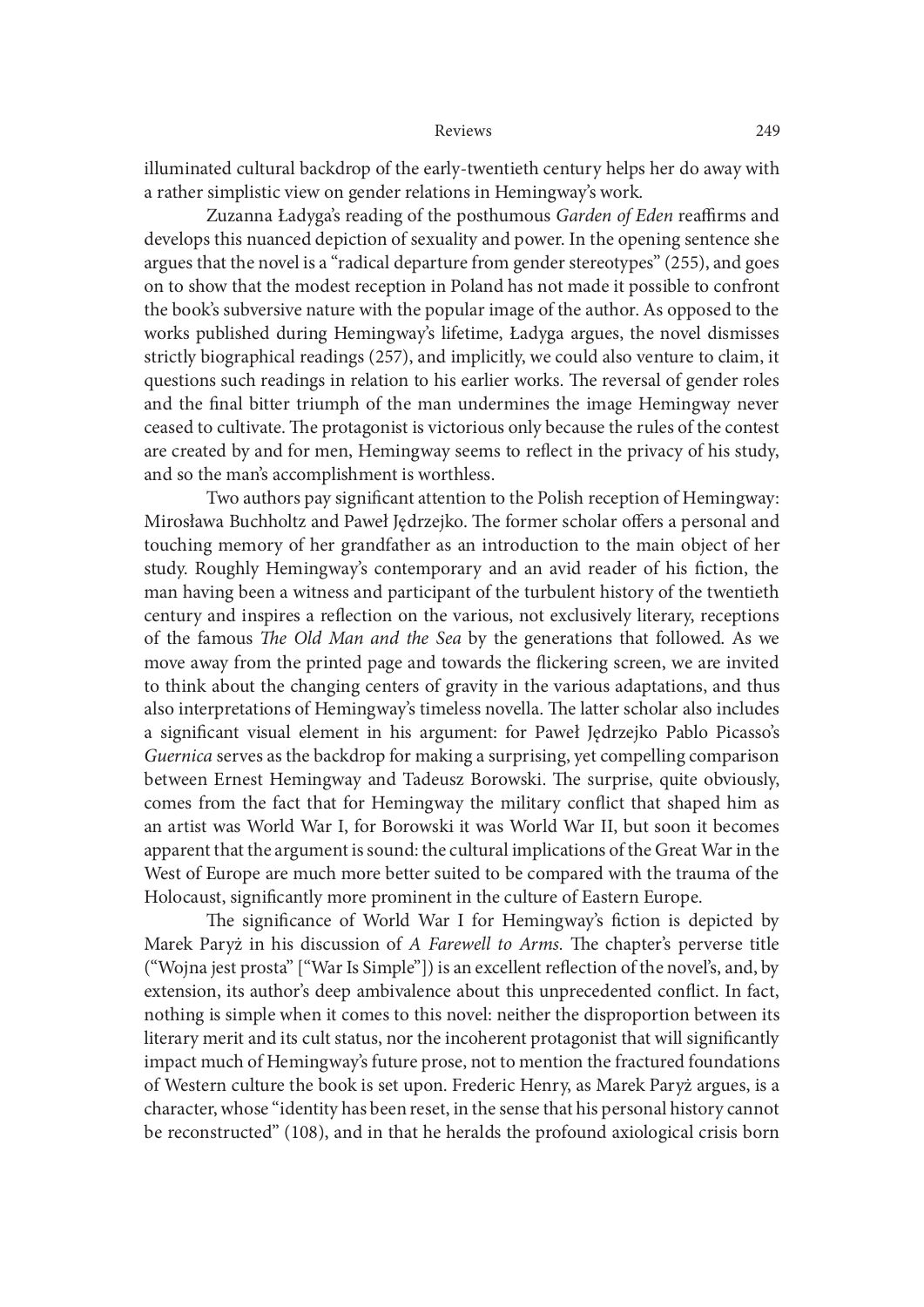illuminated cultural backdrop of the early-twentieth century helps her do away with a rather simplistic view on gender relations in Hemingway's work.

Zuzanna Ładyga's reading of the posthumous *Garden of Eden* reaffirms and develops this nuanced depiction of sexuality and power. In the opening sentence she argues that the novel is a "radical departure from gender stereotypes" (255), and goes on to show that the modest reception in Poland has not made it possible to confront the book's subversive nature with the popular image of the author. As opposed to the works published during Hemingway's lifetime, Ładyga argues, the novel dismisses strictly biographical readings (257), and implicitly, we could also venture to claim, it questions such readings in relation to his earlier works. The reversal of gender roles and the final bitter triumph of the man undermines the image Hemingway never ceased to cultivate. The protagonist is victorious only because the rules of the contest are created by and for men, Hemingway seems to reflect in the privacy of his study, and so the man's accomplishment is worthless.

Two authors pay significant attention to the Polish reception of Hemingway: Mirosława Buchholtz and Paweł Jędrzejko. The former scholar offers a personal and touching memory of her grandfather as an introduction to the main object of her study. Roughly Hemingway's contemporary and an avid reader of his fiction, the man having been a witness and participant of the turbulent history of the twentieth century and inspires a reflection on the various, not exclusively literary, receptions of the famous *The Old Man and the Sea* by the generations that followed. As we move away from the printed page and towards the flickering screen, we are invited to think about the changing centers of gravity in the various adaptations, and thus also interpretations of Hemingway's timeless novella. The latter scholar also includes a significant visual element in his argument: for Paweł Jędrzejko Pablo Picasso's *Guernica* serves as the backdrop for making a surprising, yet compelling comparison between Ernest Hemingway and Tadeusz Borowski. The surprise, quite obviously, comes from the fact that for Hemingway the military conflict that shaped him as an artist was World War I, for Borowski it was World War II, but soon it becomes apparent that the argument is sound: the cultural implications of the Great War in the West of Europe are much more better suited to be compared with the trauma of the Holocaust, significantly more prominent in the culture of Eastern Europe.

The significance of World War I for Hemingway's fiction is depicted by Marek Paryż in his discussion of *A Farewell to Arms*. The chapter's perverse title ("Wojna jest prosta" ["War Is Simple"]) is an excellent reflection of the novel's, and, by extension, its author's deep ambivalence about this unprecedented conflict. In fact, nothing is simple when it comes to this novel: neither the disproportion between its literary merit and its cult status, nor the incoherent protagonist that will significantly impact much of Hemingway's future prose, not to mention the fractured foundations of Western culture the book is set upon. Frederic Henry, as Marek Paryż argues, is a character, whose "identity has been reset, in the sense that his personal history cannot be reconstructed" (108), and in that he heralds the profound axiological crisis born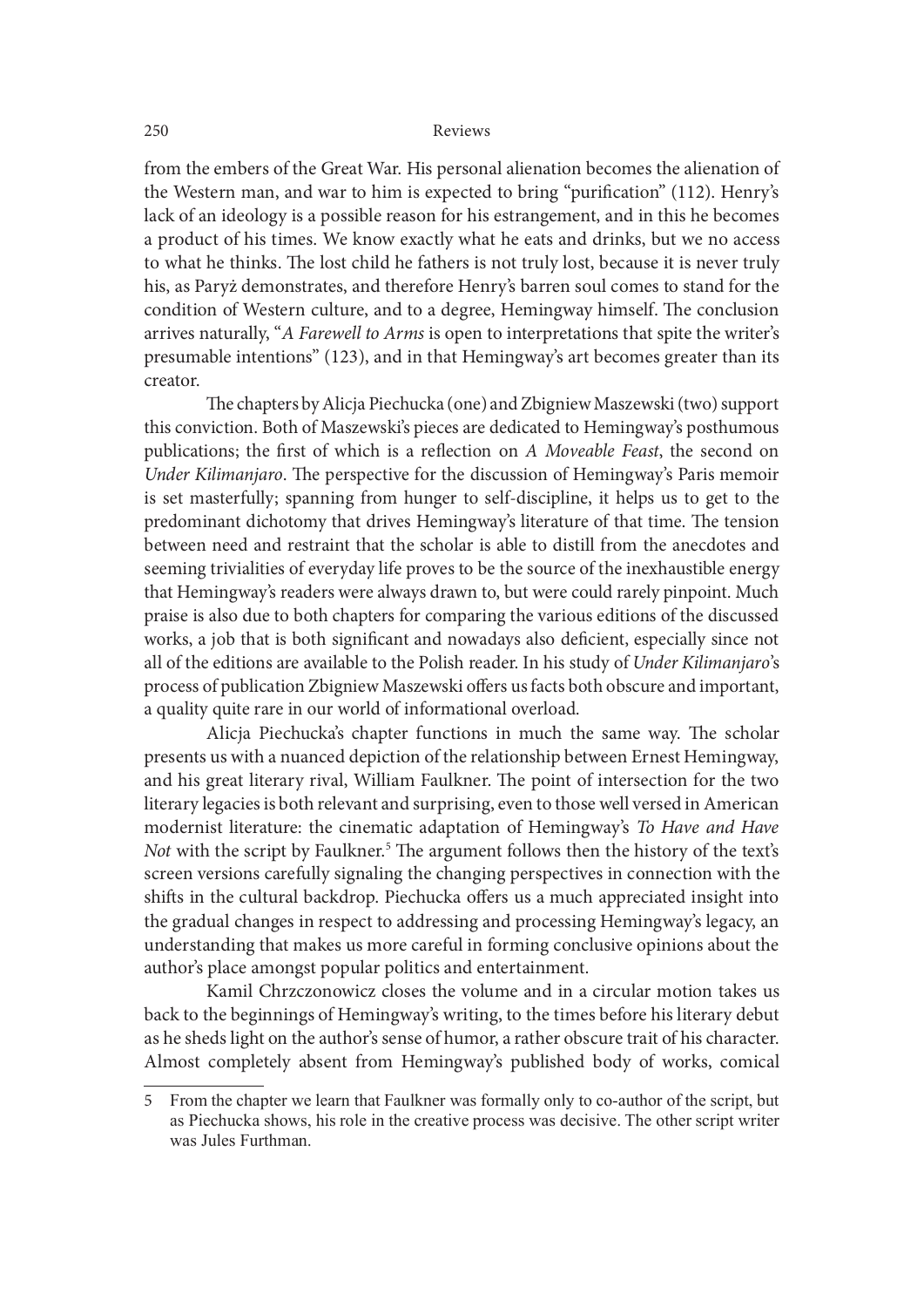from the embers of the Great War. His personal alienation becomes the alienation of the Western man, and war to him is expected to bring "purification" (112). Henry's lack of an ideology is a possible reason for his estrangement, and in this he becomes a product of his times. We know exactly what he eats and drinks, but we no access to what he thinks. The lost child he fathers is not truly lost, because it is never truly his, as Paryż demonstrates, and therefore Henry's barren soul comes to stand for the condition of Western culture, and to a degree, Hemingway himself. The conclusion arrives naturally, "*A Farewell to Arms* is open to interpretations that spite the writer's presumable intentions" (123), and in that Hemingway's art becomes greater than its creator.

The chapters by Alicja Piechucka (one) and Zbigniew Maszewski (two) support this conviction. Both of Maszewski's pieces are dedicated to Hemingway's posthumous publications; the first of which is a reflection on *A Moveable Feast*, the second on *Under Kilimanjaro*. The perspective for the discussion of Hemingway's Paris memoir is set masterfully; spanning from hunger to self-discipline, it helps us to get to the predominant dichotomy that drives Hemingway's literature of that time. The tension between need and restraint that the scholar is able to distill from the anecdotes and seeming trivialities of everyday life proves to be the source of the inexhaustible energy that Hemingway's readers were always drawn to, but were could rarely pinpoint. Much praise is also due to both chapters for comparing the various editions of the discussed works, a job that is both significant and nowadays also deficient, especially since not all of the editions are available to the Polish reader. In his study of *Under Kilimanjaro*'s process of publication Zbigniew Maszewski offers us facts both obscure and important, a quality quite rare in our world of informational overload.

Alicja Piechucka's chapter functions in much the same way. The scholar presents us with a nuanced depiction of the relationship between Ernest Hemingway, and his great literary rival, William Faulkner. The point of intersection for the two literary legacies is both relevant and surprising, even to those well versed in American modernist literature: the cinematic adaptation of Hemingway's *To Have and Have Not* with the script by Faulkner.[5] The argument follows then the history of the text's screen versions carefully signaling the changing perspectives in connection with the shifts in the cultural backdrop. Piechucka offers us a much appreciated insight into the gradual changes in respect to addressing and processing Hemingway's legacy, an understanding that makes us more careful in forming conclusive opinions about the author's place amongst popular politics and entertainment.

Kamil Chrzczonowicz closes the volume and in a circular motion takes us back to the beginnings of Hemingway's writing, to the times before his literary debut as he sheds light on the author's sense of humor, a rather obscure trait of his character. Almost completely absent from Hemingway's published body of works, comical

5 From the chapter we learn that Faulkner was formally only to co-author of the script, but as Piechucka shows, his role in the creative process was decisive. The other script writer was Jules Furthman.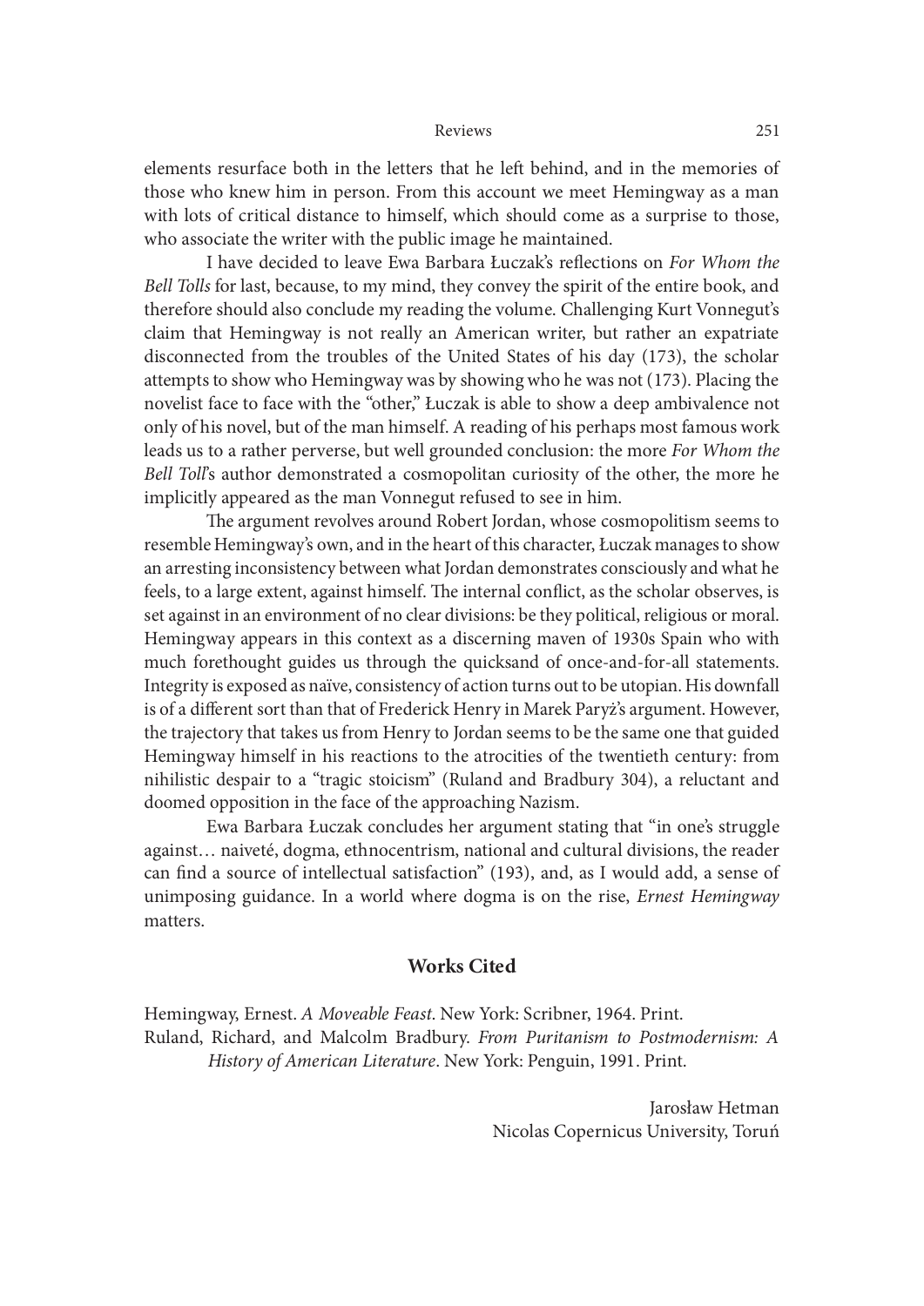elements resurface both in the letters that he left behind, and in the memories of those who knew him in person. From this account we meet Hemingway as a man with lots of critical distance to himself, which should come as a surprise to those, who associate the writer with the public image he maintained.

I have decided to leave Ewa Barbara Łuczak's reflections on *For Whom the Bell Tolls* for last, because, to my mind, they convey the spirit of the entire book, and therefore should also conclude my reading the volume. Challenging Kurt Vonnegut's claim that Hemingway is not really an American writer, but rather an expatriate disconnected from the troubles of the United States of his day (173), the scholar attempts to show who Hemingway was by showing who he was not (173). Placing the novelist face to face with the "other," Łuczak is able to show a deep ambivalence not only of his novel, but of the man himself. A reading of his perhaps most famous work leads us to a rather perverse, but well grounded conclusion: the more *For Whom the Bell Toll*'s author demonstrated a cosmopolitan curiosity of the other, the more he implicitly appeared as the man Vonnegut refused to see in him.

The argument revolves around Robert Jordan, whose cosmopolitism seems to resemble Hemingway's own, and in the heart of this character, Łuczak manages to show an arresting inconsistency between what Jordan demonstrates consciously and what he feels, to a large extent, against himself. The internal conflict, as the scholar observes, is set against in an environment of no clear divisions: be they political, religious or moral. Hemingway appears in this context as a discerning maven of 1930s Spain who with much forethought guides us through the quicksand of once-and-for-all statements. Integrity is exposed as naïve, consistency of action turns out to be utopian. His downfall is of a different sort than that of Frederick Henry in Marek Paryż's argument. However, the trajectory that takes us from Henry to Jordan seems to be the same one that guided Hemingway himself in his reactions to the atrocities of the twentieth century: from nihilistic despair to a "tragic stoicism" (Ruland and Bradbury 304), a reluctant and doomed opposition in the face of the approaching Nazism.

Ewa Barbara Łuczak concludes her argument stating that "in one's struggle against… naiveté, dogma, ethnocentrism, national and cultural divisions, the reader can find a source of intellectual satisfaction" (193), and, as I would add, a sense of unimposing guidance. In a world where dogma is on the rise, *Ernest Hemingway* matters.

## Works Cited

Hemingway, Ernest. *A Moveable Feast*. New York: Scribner, 1964. Print.

Ruland, Richard, and Malcolm Bradbury. *From Puritanism to Postmodernism: A History of American Literature*. New York: Penguin, 1991. Print.

Jarosław Hetman
Nicolas Copernicus University, Toruń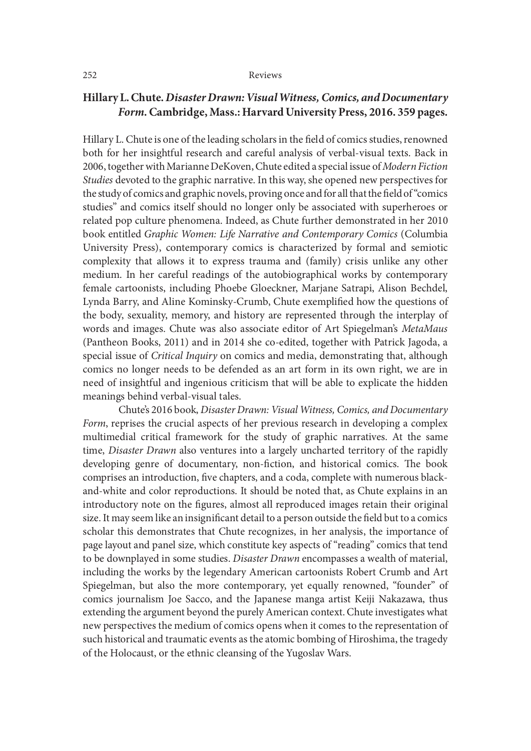## Hillary L. Chute. *Disaster Drawn: Visual Witness, Comics, and Documentary Form*. Cambridge, Mass.: Harvard University Press, 2016. 359 pages.

Hillary L. Chute is one of the leading scholars in the field of comics studies, renowned both for her insightful research and careful analysis of verbal-visual texts. Back in 2006, together with Marianne DeKoven, Chute edited a special issue of *Modern Fiction Studies* devoted to the graphic narrative. In this way, she opened new perspectives for the study of comics and graphic novels, proving once and for all that the field of "comics studies" and comics itself should no longer only be associated with superheroes or related pop culture phenomena. Indeed, as Chute further demonstrated in her 2010 book entitled *Graphic Women: Life Narrative and Contemporary Comics* (Columbia University Press), contemporary comics is characterized by formal and semiotic complexity that allows it to express trauma and (family) crisis unlike any other medium. In her careful readings of the autobiographical works by contemporary female cartoonists, including Phoebe Gloeckner, Marjane Satrapi, Alison Bechdel, Lynda Barry, and Aline Kominsky-Crumb, Chute exemplified how the questions of the body, sexuality, memory, and history are represented through the interplay of words and images. Chute was also associate editor of Art Spiegelman's *MetaMaus* (Pantheon Books, 2011) and in 2014 she co-edited, together with Patrick Jagoda, a special issue of *Critical Inquiry* on comics and media, demonstrating that, although comics no longer needs to be defended as an art form in its own right, we are in need of insightful and ingenious criticism that will be able to explicate the hidden meanings behind verbal-visual tales.

Chute's 2016 book, *Disaster Drawn: Visual Witness, Comics, and Documentary Form*, reprises the crucial aspects of her previous research in developing a complex multimedial critical framework for the study of graphic narratives. At the same time, *Disaster Drawn* also ventures into a largely uncharted territory of the rapidly developing genre of documentary, non-fiction, and historical comics. The book comprises an introduction, five chapters, and a coda, complete with numerous black-and-white and color reproductions. It should be noted that, as Chute explains in an introductory note on the figures, almost all reproduced images retain their original size. It may seem like an insignificant detail to a person outside the field but to a comics scholar this demonstrates that Chute recognizes, in her analysis, the importance of page layout and panel size, which constitute key aspects of "reading" comics that tend to be downplayed in some studies. *Disaster Drawn* encompasses a wealth of material, including the works by the legendary American cartoonists Robert Crumb and Art Spiegelman, but also the more contemporary, yet equally renowned, "founder" of comics journalism Joe Sacco, and the Japanese manga artist Keiji Nakazawa, thus extending the argument beyond the purely American context. Chute investigates what new perspectives the medium of comics opens when it comes to the representation of such historical and traumatic events as the atomic bombing of Hiroshima, the tragedy of the Holocaust, or the ethnic cleansing of the Yugoslav Wars.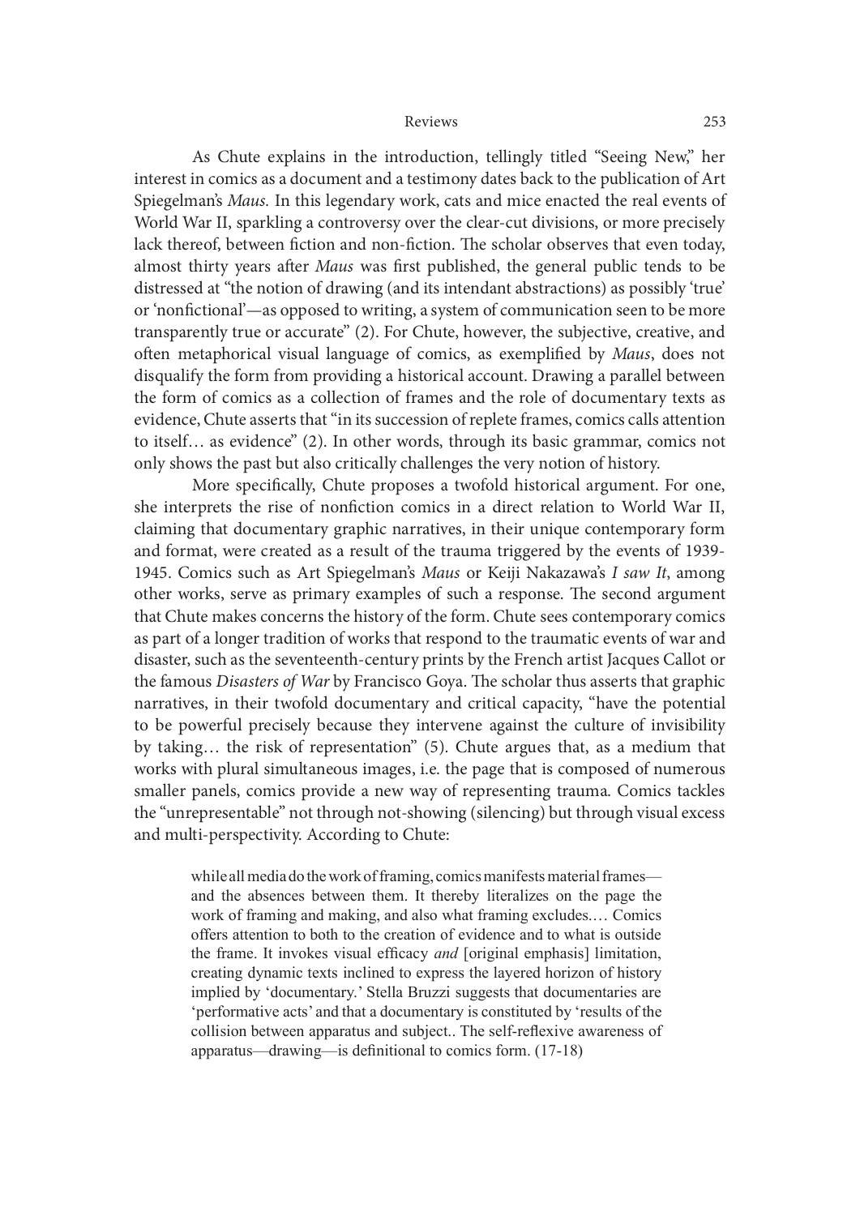As Chute explains in the introduction, tellingly titled "Seeing New," her interest in comics as a document and a testimony dates back to the publication of Art Spiegelman's *Maus.* In this legendary work, cats and mice enacted the real events of World War II, sparkling a controversy over the clear-cut divisions, or more precisely lack thereof, between fiction and non-fiction. The scholar observes that even today, almost thirty years after *Maus* was first published, the general public tends to be distressed at "the notion of drawing (and its intendant abstractions) as possibly 'true' or 'nonfictional'—as opposed to writing, a system of communication seen to be more transparently true or accurate" (2). For Chute, however, the subjective, creative, and often metaphorical visual language of comics, as exemplified by *Maus*, does not disqualify the form from providing a historical account. Drawing a parallel between the form of comics as a collection of frames and the role of documentary texts as evidence, Chute asserts that "in its succession of replete frames, comics calls attention to itself… as evidence" (2). In other words, through its basic grammar, comics not only shows the past but also critically challenges the very notion of history.

More specifically, Chute proposes a twofold historical argument. For one, she interprets the rise of nonfiction comics in a direct relation to World War II, claiming that documentary graphic narratives, in their unique contemporary form and format, were created as a result of the trauma triggered by the events of 1939-1945. Comics such as Art Spiegelman's *Maus* or Keiji Nakazawa's *I saw It*, among other works, serve as primary examples of such a response. The second argument that Chute makes concerns the history of the form. Chute sees contemporary comics as part of a longer tradition of works that respond to the traumatic events of war and disaster, such as the seventeenth-century prints by the French artist Jacques Callot or the famous *Disasters of War* by Francisco Goya. The scholar thus asserts that graphic narratives, in their twofold documentary and critical capacity, "have the potential to be powerful precisely because they intervene against the culture of invisibility by taking… the risk of representation" (5). Chute argues that, as a medium that works with plural simultaneous images, i.e. the page that is composed of numerous smaller panels, comics provide a new way of representing trauma. Comics tackles the "unrepresentable" not through not-showing (silencing) but through visual excess and multi-perspectivity. According to Chute:

> while all media do the work of framing, comics manifests material frames—and the absences between them. It thereby literalizes on the page the work of framing and making, and also what framing excludes.… Comics offers attention to both to the creation of evidence and to what is outside the frame. It invokes visual efficacy *and* [original emphasis] limitation, creating dynamic texts inclined to express the layered horizon of history implied by 'documentary.' Stella Bruzzi suggests that documentaries are 'performative acts' and that a documentary is constituted by 'results of the collision between apparatus and subject.. The self-reflexive awareness of apparatus—drawing—is definitional to comics form. (17-18)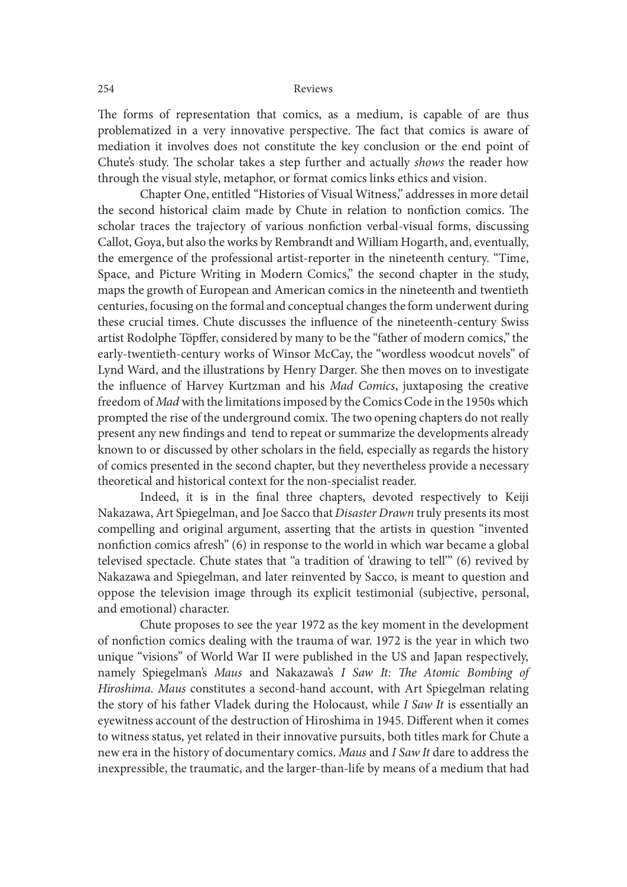The forms of representation that comics, as a medium, is capable of are thus problematized in a very innovative perspective. The fact that comics is aware of mediation it involves does not constitute the key conclusion or the end point of Chute's study. The scholar takes a step further and actually *shows* the reader how through the visual style, metaphor, or format comics links ethics and vision.

Chapter One, entitled "Histories of Visual Witness," addresses in more detail the second historical claim made by Chute in relation to nonfiction comics. The scholar traces the trajectory of various nonfiction verbal-visual forms, discussing Callot, Goya, but also the works by Rembrandt and William Hogarth, and, eventually, the emergence of the professional artist-reporter in the nineteenth century. "Time, Space, and Picture Writing in Modern Comics," the second chapter in the study, maps the growth of European and American comics in the nineteenth and twentieth centuries, focusing on the formal and conceptual changes the form underwent during these crucial times. Chute discusses the influence of the nineteenth-century Swiss artist Rodolphe Töpffer, considered by many to be the "father of modern comics," the early-twentieth-century works of Winsor McCay, the "wordless woodcut novels" of Lynd Ward, and the illustrations by Henry Darger. She then moves on to investigate the influence of Harvey Kurtzman and his *Mad Comics*, juxtaposing the creative freedom of *Mad* with the limitations imposed by the Comics Code in the 1950s which prompted the rise of the underground comix. The two opening chapters do not really present any new findings and tend to repeat or summarize the developments already known to or discussed by other scholars in the field, especially as regards the history of comics presented in the second chapter, but they nevertheless provide a necessary theoretical and historical context for the non-specialist reader.

Indeed, it is in the final three chapters, devoted respectively to Keiji Nakazawa, Art Spiegelman, and Joe Sacco that *Disaster Drawn* truly presents its most compelling and original argument, asserting that the artists in question "invented nonfiction comics afresh" (6) in response to the world in which war became a global televised spectacle. Chute states that "a tradition of 'drawing to tell'" (6) revived by Nakazawa and Spiegelman, and later reinvented by Sacco, is meant to question and oppose the television image through its explicit testimonial (subjective, personal, and emotional) character.

Chute proposes to see the year 1972 as the key moment in the development of nonfiction comics dealing with the trauma of war. 1972 is the year in which two unique "visions" of World War II were published in the US and Japan respectively, namely Spiegelman's *Maus* and Nakazawa's *I Saw It: The Atomic Bombing of Hiroshima*. *Maus* constitutes a second-hand account, with Art Spiegelman relating the story of his father Vladek during the Holocaust, while *I Saw It* is essentially an eyewitness account of the destruction of Hiroshima in 1945. Different when it comes to witness status, yet related in their innovative pursuits, both titles mark for Chute a new era in the history of documentary comics. *Maus* and *I Saw It* dare to address the inexpressible, the traumatic, and the larger-than-life by means of a medium that had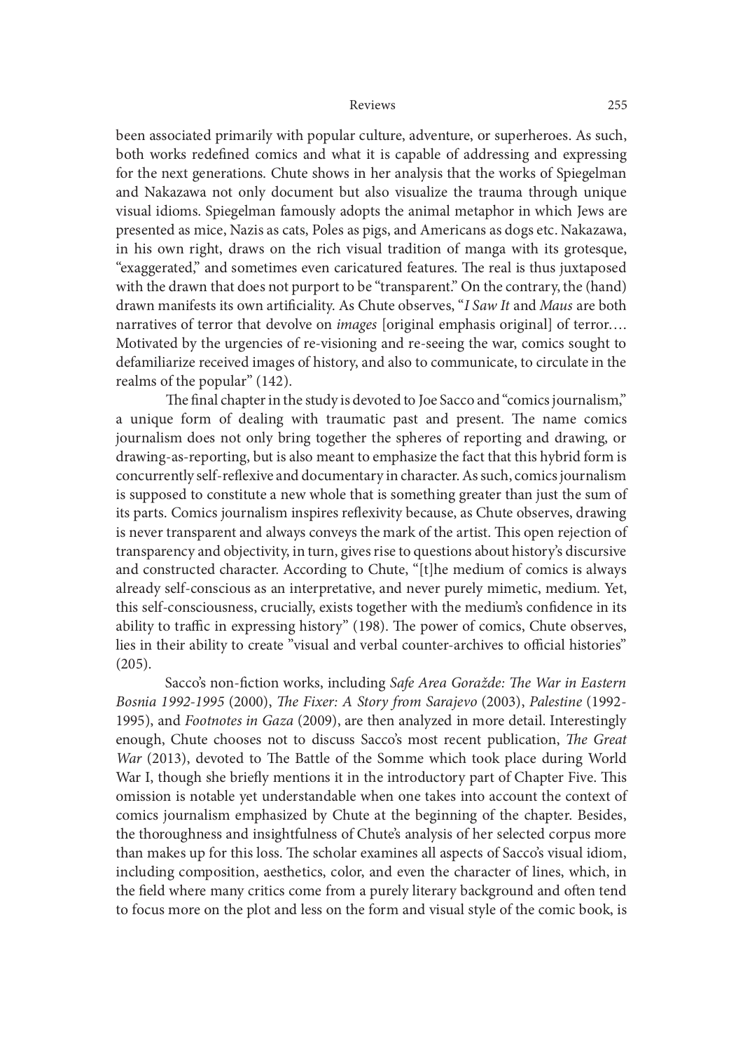been associated primarily with popular culture, adventure, or superheroes. As such, both works redefined comics and what it is capable of addressing and expressing for the next generations. Chute shows in her analysis that the works of Spiegelman and Nakazawa not only document but also visualize the trauma through unique visual idioms. Spiegelman famously adopts the animal metaphor in which Jews are presented as mice, Nazis as cats, Poles as pigs, and Americans as dogs etc. Nakazawa, in his own right, draws on the rich visual tradition of manga with its grotesque, "exaggerated," and sometimes even caricatured features. The real is thus juxtaposed with the drawn that does not purport to be "transparent." On the contrary, the (hand) drawn manifests its own artificiality. As Chute observes, "*I Saw It* and *Maus* are both narratives of terror that devolve on *images* [original emphasis original] of terror.… Motivated by the urgencies of re-visioning and re-seeing the war, comics sought to defamiliarize received images of history, and also to communicate, to circulate in the realms of the popular" (142).

The final chapter in the study is devoted to Joe Sacco and "comics journalism," a unique form of dealing with traumatic past and present. The name comics journalism does not only bring together the spheres of reporting and drawing, or drawing-as-reporting, but is also meant to emphasize the fact that this hybrid form is concurrently self-reflexive and documentary in character. As such, comics journalism is supposed to constitute a new whole that is something greater than just the sum of its parts. Comics journalism inspires reflexivity because, as Chute observes, drawing is never transparent and always conveys the mark of the artist. This open rejection of transparency and objectivity, in turn, gives rise to questions about history's discursive and constructed character. According to Chute, "[t]he medium of comics is always already self-conscious as an interpretative, and never purely mimetic, medium. Yet, this self-consciousness, crucially, exists together with the medium's confidence in its ability to traffic in expressing history" (198). The power of comics, Chute observes, lies in their ability to create "visual and verbal counter-archives to official histories" (205).

Sacco's non-fiction works, including *Safe Area Goražde: The War in Eastern Bosnia 1992-1995* (2000), *The Fixer: A Story from Sarajevo* (2003), *Palestine* (1992-1995), and *Footnotes in Gaza* (2009), are then analyzed in more detail. Interestingly enough, Chute chooses not to discuss Sacco's most recent publication, *The Great War* (2013), devoted to The Battle of the Somme which took place during World War I, though she briefly mentions it in the introductory part of Chapter Five. This omission is notable yet understandable when one takes into account the context of comics journalism emphasized by Chute at the beginning of the chapter. Besides, the thoroughness and insightfulness of Chute's analysis of her selected corpus more than makes up for this loss. The scholar examines all aspects of Sacco's visual idiom, including composition, aesthetics, color, and even the character of lines, which, in the field where many critics come from a purely literary background and often tend to focus more on the plot and less on the form and visual style of the comic book, is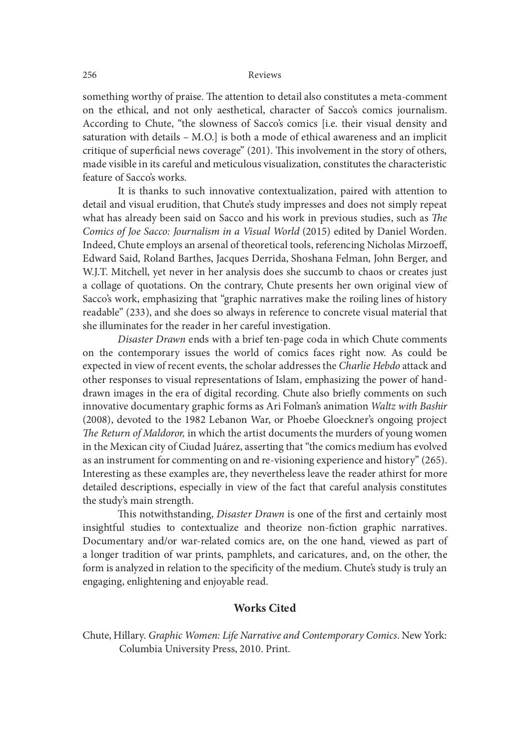something worthy of praise. The attention to detail also constitutes a meta-comment on the ethical, and not only aesthetical, character of Sacco's comics journalism. According to Chute, "the slowness of Sacco's comics [i.e. their visual density and saturation with details – M.O.] is both a mode of ethical awareness and an implicit critique of superficial news coverage" (201). This involvement in the story of others, made visible in its careful and meticulous visualization, constitutes the characteristic feature of Sacco's works.

It is thanks to such innovative contextualization, paired with attention to detail and visual erudition, that Chute's study impresses and does not simply repeat what has already been said on Sacco and his work in previous studies, such as *The Comics of Joe Sacco: Journalism in a Visual World* (2015) edited by Daniel Worden. Indeed, Chute employs an arsenal of theoretical tools, referencing Nicholas Mirzoeff, Edward Said, Roland Barthes, Jacques Derrida, Shoshana Felman, John Berger, and W.J.T. Mitchell, yet never in her analysis does she succumb to chaos or creates just a collage of quotations. On the contrary, Chute presents her own original view of Sacco's work, emphasizing that "graphic narratives make the roiling lines of history readable" (233), and she does so always in reference to concrete visual material that she illuminates for the reader in her careful investigation.

*Disaster Drawn* ends with a brief ten-page coda in which Chute comments on the contemporary issues the world of comics faces right now. As could be expected in view of recent events, the scholar addresses the *Charlie Hebdo* attack and other responses to visual representations of Islam, emphasizing the power of hand-drawn images in the era of digital recording. Chute also briefly comments on such innovative documentary graphic forms as Ari Folman's animation *Waltz with Bashir* (2008), devoted to the 1982 Lebanon War, or Phoebe Gloeckner's ongoing project *The Return of Maldoror,* in which the artist documents the murders of young women in the Mexican city of Ciudad Juárez, asserting that "the comics medium has evolved as an instrument for commenting on and re-visioning experience and history" (265). Interesting as these examples are, they nevertheless leave the reader athirst for more detailed descriptions, especially in view of the fact that careful analysis constitutes the study's main strength.

This notwithstanding, *Disaster Drawn* is one of the first and certainly most insightful studies to contextualize and theorize non-fiction graphic narratives. Documentary and/or war-related comics are, on the one hand, viewed as part of a longer tradition of war prints, pamphlets, and caricatures, and, on the other, the form is analyzed in relation to the specificity of the medium. Chute's study is truly an engaging, enlightening and enjoyable read.

## Works Cited

Chute, Hillary. *Graphic Women: Life Narrative and Contemporary Comics*. New York: Columbia University Press, 2010. Print.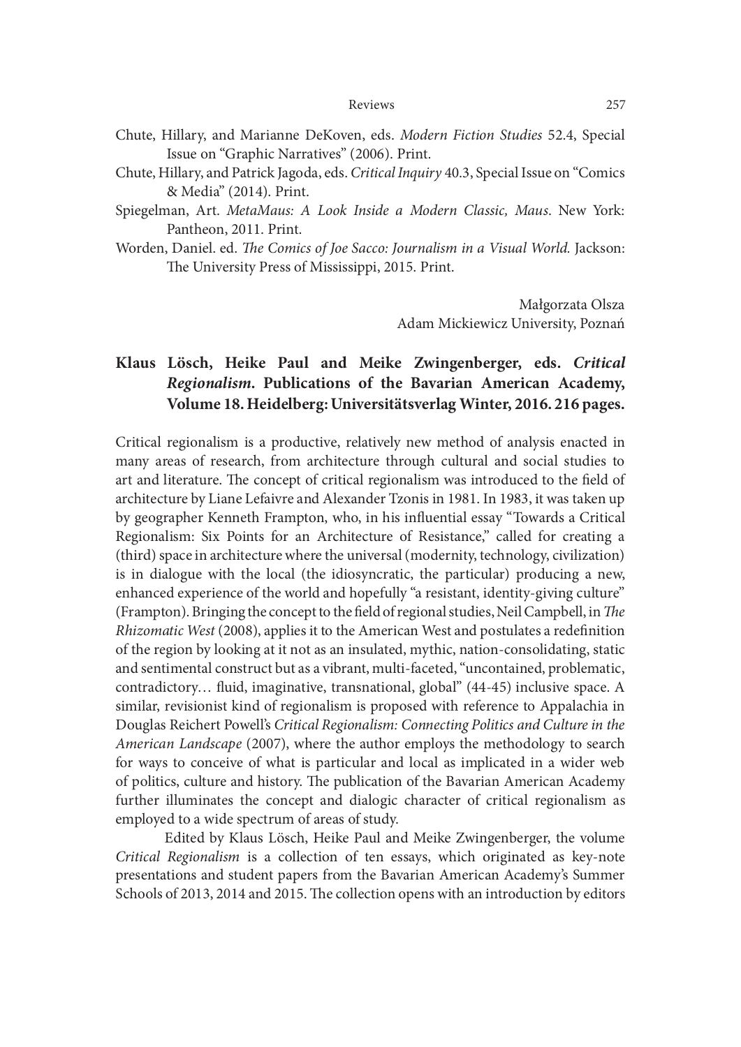Chute, Hillary, and Marianne DeKoven, eds. *Modern Fiction Studies* 52.4, Special Issue on "Graphic Narratives" (2006). Print.

Chute, Hillary, and Patrick Jagoda, eds. *Critical Inquiry* 40.3, Special Issue on "Comics & Media" (2014). Print.

Spiegelman, Art. *MetaMaus: A Look Inside a Modern Classic, Maus*. New York: Pantheon, 2011. Print.

Worden, Daniel. ed. *The Comics of Joe Sacco: Journalism in a Visual World.* Jackson: The University Press of Mississippi, 2015. Print.

Małgorzata Olsza
Adam Mickiewicz University, Poznań

## Klaus Lösch, Heike Paul and Meike Zwingenberger, eds. *Critical Regionalism*. Publications of the Bavarian American Academy, Volume 18. Heidelberg: Universitätsverlag Winter, 2016. 216 pages.

Critical regionalism is a productive, relatively new method of analysis enacted in many areas of research, from architecture through cultural and social studies to art and literature. The concept of critical regionalism was introduced to the field of architecture by Liane Lefaivre and Alexander Tzonis in 1981. In 1983, it was taken up by geographer Kenneth Frampton, who, in his influential essay "Towards a Critical Regionalism: Six Points for an Architecture of Resistance," called for creating a (third) space in architecture where the universal (modernity, technology, civilization) is in dialogue with the local (the idiosyncratic, the particular) producing a new, enhanced experience of the world and hopefully "a resistant, identity-giving culture" (Frampton). Bringing the concept to the field of regional studies, Neil Campbell, in *The Rhizomatic West* (2008), applies it to the American West and postulates a redefinition of the region by looking at it not as an insulated, mythic, nation-consolidating, static and sentimental construct but as a vibrant, multi-faceted, "uncontained, problematic, contradictory… fluid, imaginative, transnational, global" (44-45) inclusive space. A similar, revisionist kind of regionalism is proposed with reference to Appalachia in Douglas Reichert Powell's *Critical Regionalism: Connecting Politics and Culture in the American Landscape* (2007), where the author employs the methodology to search for ways to conceive of what is particular and local as implicated in a wider web of politics, culture and history. The publication of the Bavarian American Academy further illuminates the concept and dialogic character of critical regionalism as employed to a wide spectrum of areas of study.

Edited by Klaus Lösch, Heike Paul and Meike Zwingenberger, the volume *Critical Regionalism* is a collection of ten essays, which originated as key-note presentations and student papers from the Bavarian American Academy's Summer Schools of 2013, 2014 and 2015. The collection opens with an introduction by editors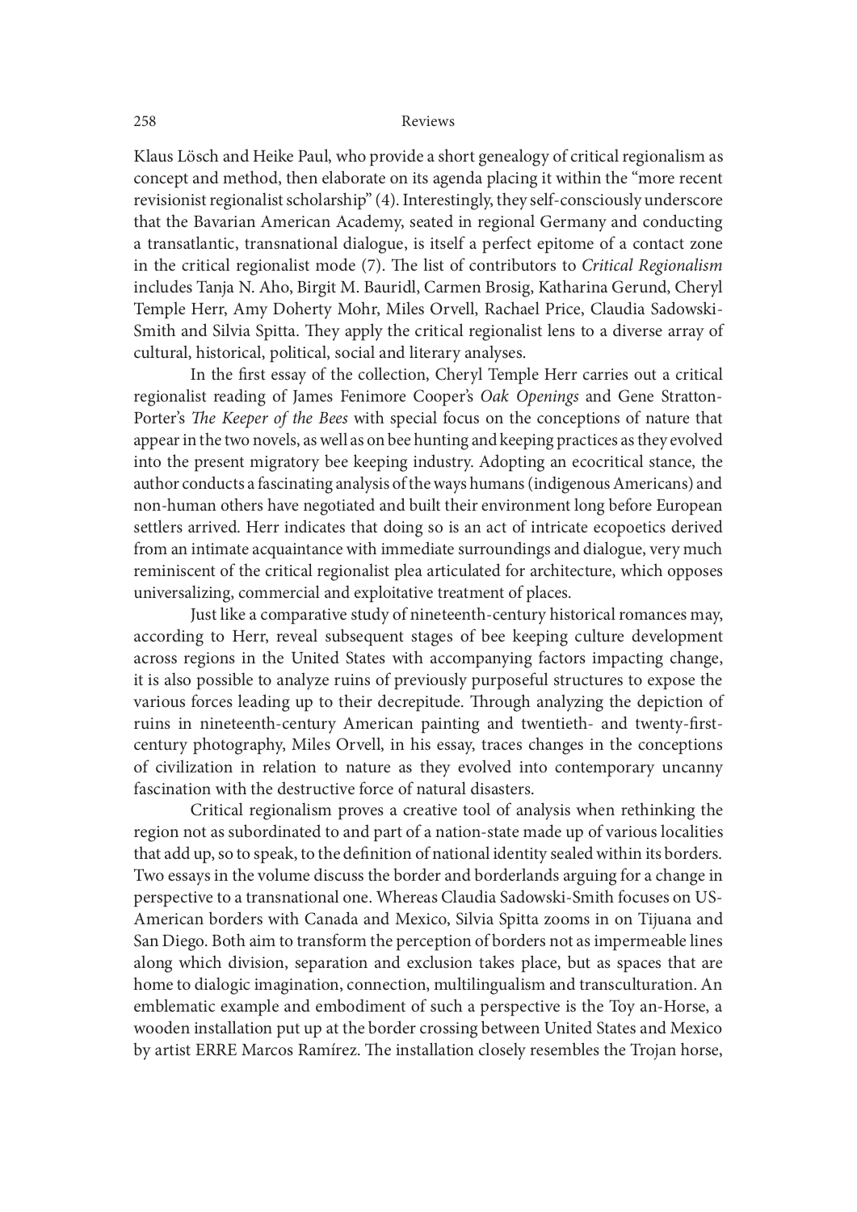Klaus Lösch and Heike Paul, who provide a short genealogy of critical regionalism as concept and method, then elaborate on its agenda placing it within the "more recent revisionist regionalist scholarship" (4). Interestingly, they self-consciously underscore that the Bavarian American Academy, seated in regional Germany and conducting a transatlantic, transnational dialogue, is itself a perfect epitome of a contact zone in the critical regionalist mode (7). The list of contributors to *Critical Regionalism* includes Tanja N. Aho, Birgit M. Bauridl, Carmen Brosig, Katharina Gerund, Cheryl Temple Herr, Amy Doherty Mohr, Miles Orvell, Rachael Price, Claudia Sadowski-Smith and Silvia Spitta. They apply the critical regionalist lens to a diverse array of cultural, historical, political, social and literary analyses.

In the first essay of the collection, Cheryl Temple Herr carries out a critical regionalist reading of James Fenimore Cooper's *Oak Openings* and Gene Stratton-Porter's *The Keeper of the Bees* with special focus on the conceptions of nature that appear in the two novels, as well as on bee hunting and keeping practices as they evolved into the present migratory bee keeping industry. Adopting an ecocritical stance, the author conducts a fascinating analysis of the ways humans (indigenous Americans) and non-human others have negotiated and built their environment long before European settlers arrived. Herr indicates that doing so is an act of intricate ecopoetics derived from an intimate acquaintance with immediate surroundings and dialogue, very much reminiscent of the critical regionalist plea articulated for architecture, which opposes universalizing, commercial and exploitative treatment of places.

Just like a comparative study of nineteenth-century historical romances may, according to Herr, reveal subsequent stages of bee keeping culture development across regions in the United States with accompanying factors impacting change, it is also possible to analyze ruins of previously purposeful structures to expose the various forces leading up to their decrepitude. Through analyzing the depiction of ruins in nineteenth-century American painting and twentieth- and twenty-first-century photography, Miles Orvell, in his essay, traces changes in the conceptions of civilization in relation to nature as they evolved into contemporary uncanny fascination with the destructive force of natural disasters.

Critical regionalism proves a creative tool of analysis when rethinking the region not as subordinated to and part of a nation-state made up of various localities that add up, so to speak, to the definition of national identity sealed within its borders. Two essays in the volume discuss the border and borderlands arguing for a change in perspective to a transnational one. Whereas Claudia Sadowski-Smith focuses on US-American borders with Canada and Mexico, Silvia Spitta zooms in on Tijuana and San Diego. Both aim to transform the perception of borders not as impermeable lines along which division, separation and exclusion takes place, but as spaces that are home to dialogic imagination, connection, multilingualism and transculturation. An emblematic example and embodiment of such a perspective is the Toy an-Horse, a wooden installation put up at the border crossing between United States and Mexico by artist ERRE Marcos Ramírez. The installation closely resembles the Trojan horse,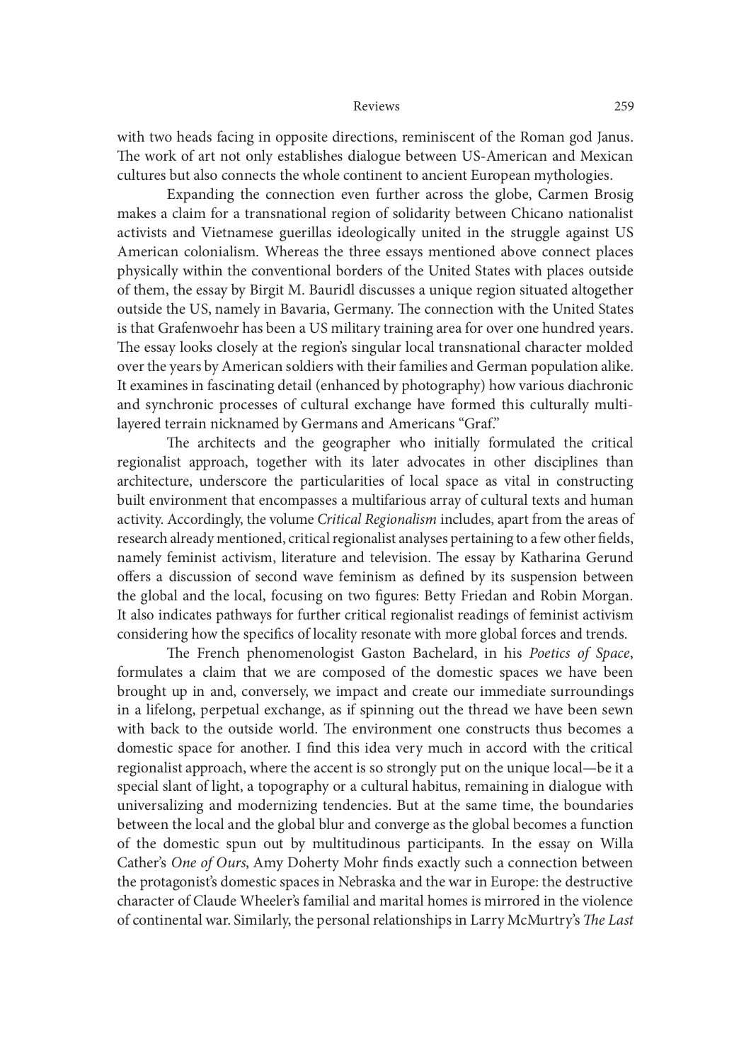with two heads facing in opposite directions, reminiscent of the Roman god Janus. The work of art not only establishes dialogue between US-American and Mexican cultures but also connects the whole continent to ancient European mythologies.

Expanding the connection even further across the globe, Carmen Brosig makes a claim for a transnational region of solidarity between Chicano nationalist activists and Vietnamese guerillas ideologically united in the struggle against US American colonialism. Whereas the three essays mentioned above connect places physically within the conventional borders of the United States with places outside of them, the essay by Birgit M. Bauridl discusses a unique region situated altogether outside the US, namely in Bavaria, Germany. The connection with the United States is that Grafenwoehr has been a US military training area for over one hundred years. The essay looks closely at the region's singular local transnational character molded over the years by American soldiers with their families and German population alike. It examines in fascinating detail (enhanced by photography) how various diachronic and synchronic processes of cultural exchange have formed this culturally multi-layered terrain nicknamed by Germans and Americans "Graf."

The architects and the geographer who initially formulated the critical regionalist approach, together with its later advocates in other disciplines than architecture, underscore the particularities of local space as vital in constructing built environment that encompasses a multifarious array of cultural texts and human activity. Accordingly, the volume *Critical Regionalism* includes, apart from the areas of research already mentioned, critical regionalist analyses pertaining to a few other fields, namely feminist activism, literature and television. The essay by Katharina Gerund offers a discussion of second wave feminism as defined by its suspension between the global and the local, focusing on two figures: Betty Friedan and Robin Morgan. It also indicates pathways for further critical regionalist readings of feminist activism considering how the specifics of locality resonate with more global forces and trends.

The French phenomenologist Gaston Bachelard, in his *Poetics of Space*, formulates a claim that we are composed of the domestic spaces we have been brought up in and, conversely, we impact and create our immediate surroundings in a lifelong, perpetual exchange, as if spinning out the thread we have been sewn with back to the outside world. The environment one constructs thus becomes a domestic space for another. I find this idea very much in accord with the critical regionalist approach, where the accent is so strongly put on the unique local—be it a special slant of light, a topography or a cultural habitus, remaining in dialogue with universalizing and modernizing tendencies. But at the same time, the boundaries between the local and the global blur and converge as the global becomes a function of the domestic spun out by multitudinous participants. In the essay on Willa Cather's *One of Ours*, Amy Doherty Mohr finds exactly such a connection between the protagonist's domestic spaces in Nebraska and the war in Europe: the destructive character of Claude Wheeler's familial and marital homes is mirrored in the violence of continental war. Similarly, the personal relationships in Larry McMurtry's *The Last*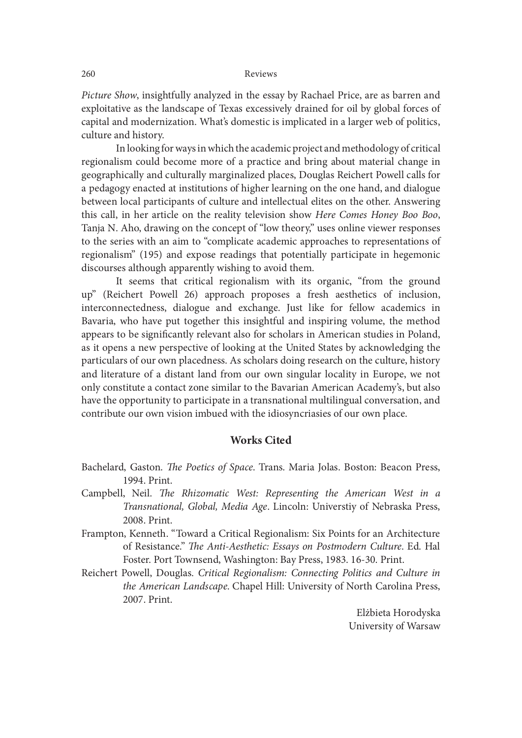*Picture Show*, insightfully analyzed in the essay by Rachael Price, are as barren and exploitative as the landscape of Texas excessively drained for oil by global forces of capital and modernization. What's domestic is implicated in a larger web of politics, culture and history.

In looking for ways in which the academic project and methodology of critical regionalism could become more of a practice and bring about material change in geographically and culturally marginalized places, Douglas Reichert Powell calls for a pedagogy enacted at institutions of higher learning on the one hand, and dialogue between local participants of culture and intellectual elites on the other. Answering this call, in her article on the reality television show *Here Comes Honey Boo Boo*, Tanja N. Aho, drawing on the concept of "low theory," uses online viewer responses to the series with an aim to "complicate academic approaches to representations of regionalism" (195) and expose readings that potentially participate in hegemonic discourses although apparently wishing to avoid them.

It seems that critical regionalism with its organic, "from the ground up" (Reichert Powell 26) approach proposes a fresh aesthetics of inclusion, interconnectedness, dialogue and exchange. Just like for fellow academics in Bavaria, who have put together this insightful and inspiring volume, the method appears to be significantly relevant also for scholars in American studies in Poland, as it opens a new perspective of looking at the United States by acknowledging the particulars of our own placedness. As scholars doing research on the culture, history and literature of a distant land from our own singular locality in Europe, we not only constitute a contact zone similar to the Bavarian American Academy's, but also have the opportunity to participate in a transnational multilingual conversation, and contribute our own vision imbued with the idiosyncriasies of our own place.

## Works Cited

Bachelard, Gaston. *The Poetics of Space*. Trans. Maria Jolas. Boston: Beacon Press, 1994. Print.

Campbell, Neil. *The Rhizomatic West: Representing the American West in a Transnational, Global, Media Age*. Lincoln: Universtiy of Nebraska Press, 2008. Print.

Frampton, Kenneth. "Toward a Critical Regionalism: Six Points for an Architecture of Resistance." *The Anti-Aesthetic: Essays on Postmodern Culture*. Ed. Hal Foster. Port Townsend, Washington: Bay Press, 1983. 16-30. Print.

Reichert Powell, Douglas. *Critical Regionalism: Connecting Politics and Culture in the American Landscape*. Chapel Hill: University of North Carolina Press, 2007. Print.

Elżbieta Horodyska
University of Warsaw